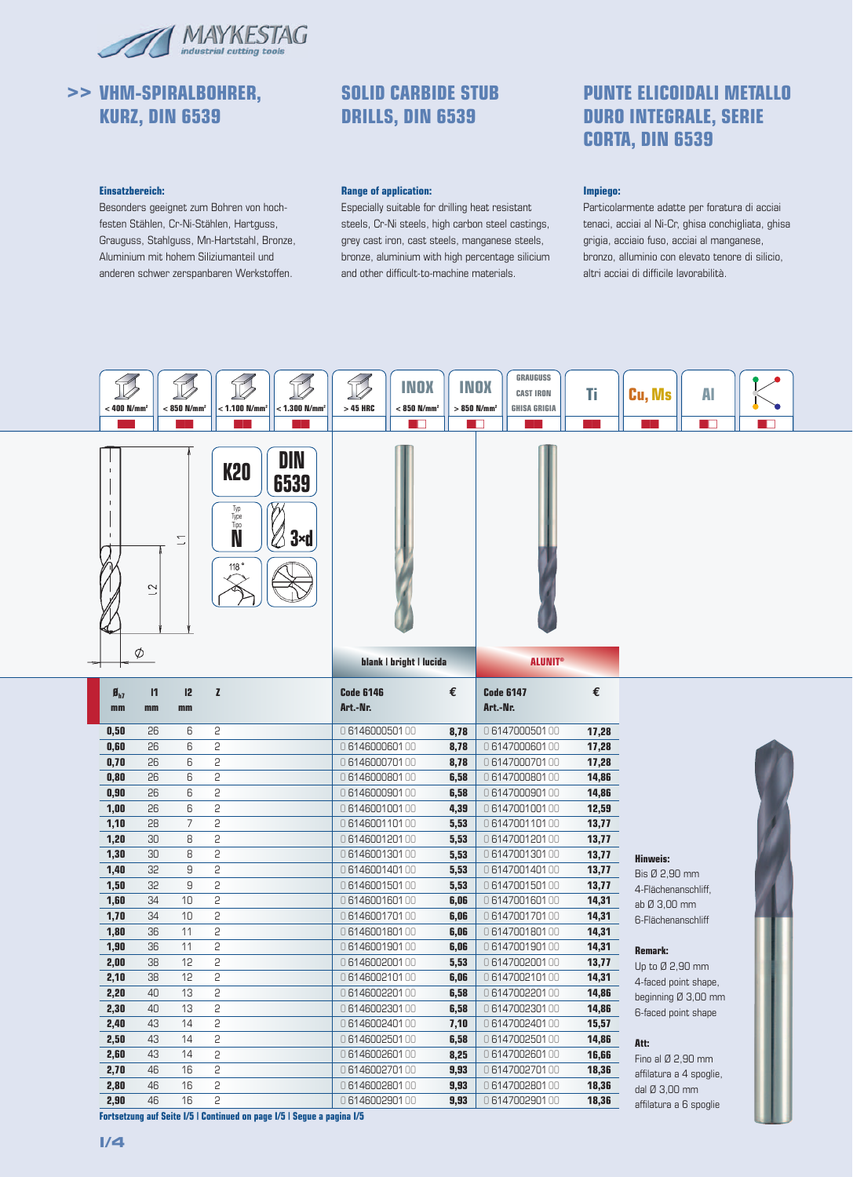# >> VHM-SPIRALBOHRER, KURZ, DIN 6539

# SOLID CARBIDE STUB DRILLS, DIN 6539

# PUNTE ELICOIDALI METALLO DURO INTEGRALE, SERIE CORTA, DIN 6539

**Einsatzbereich:**
Besonders geeignet zum Bohren von hochfesten Stählen, Cr-Ni-Stählen, Hartguss, Grauguss, Stahlguss, Mn-Hartstahl, Bronze, Aluminium mit hohem Siliziumanteil und anderen schwer zerspanbaren Werkstoffen.

**Range of application:**
Especially suitable for drilling heat resistant steels, Cr-Ni steels, high carbon steel castings, grey cast iron, cast steels, manganese steels, bronze, aluminium with high percentage silicium and other difficult-to-machine materials.

**Impiego:**
Particolarmente adatte per foratura di acciai tenaci, acciai al Ni-Cr, ghisa conchigliata, ghisa grigia, acciaio fuso, acciai al manganese, bronzo, alluminio con elevato tenore di silicio, altri acciai di difficile lavorabilità.

| < 400 N/mm² | < 850 N/mm² | < 1.100 N/mm² | < 1.300 N/mm² | > 45 HRC | INOX < 850 N/mm² | INOX > 850 N/mm² | GRAUGUSS CAST IRON GHISA GRIGIA | Ti | Cu, Ms | Al |
|---|---|---|---|---|---|---|---|---|---|---|

K20 | DIN 6539 | Typ / Type / Tipo N | 3×d | 118°

blank | bright | lucida — ALUNIT®

| Ø h7 mm | l1 mm | l2 mm | Z | Code 6146 Art.-Nr. | € | Code 6147 Art.-Nr. | € |
|---|---|---|---|---|---|---|---|
| 0,50 | 26 | 6 | 2 | 0 6146000501 00 | 8,78 | 0 6147000501 00 | 17,28 |
| 0,60 | 26 | 6 | 2 | 0 6146000601 00 | 8,78 | 0 6147000601 00 | 17,28 |
| 0,70 | 26 | 6 | 2 | 0 6146000701 00 | 8,78 | 0 6147000701 00 | 17,28 |
| 0,80 | 26 | 6 | 2 | 0 6146000801 00 | 6,58 | 0 6147000801 00 | 14,86 |
| 0,90 | 26 | 6 | 2 | 0 6146000901 00 | 6,58 | 0 6147000901 00 | 14,86 |
| 1,00 | 26 | 6 | 2 | 0 6146001001 00 | 4,39 | 0 6147001001 00 | 12,59 |
| 1,10 | 28 | 7 | 2 | 0 6146001101 00 | 5,53 | 0 6147001101 00 | 13,77 |
| 1,20 | 30 | 8 | 2 | 0 6146001201 00 | 5,53 | 0 6147001201 00 | 13,77 |
| 1,30 | 30 | 8 | 2 | 0 6146001301 00 | 5,53 | 0 6147001301 00 | 13,77 |
| 1,40 | 32 | 9 | 2 | 0 6146001401 00 | 5,53 | 0 6147001401 00 | 13,77 |
| 1,50 | 32 | 9 | 2 | 0 6146001501 00 | 5,53 | 0 6147001501 00 | 13,77 |
| 1,60 | 34 | 10 | 2 | 0 6146001601 00 | 6,06 | 0 6147001601 00 | 14,31 |
| 1,70 | 34 | 10 | 2 | 0 6146001701 00 | 6,06 | 0 6147001701 00 | 14,31 |
| 1,80 | 36 | 11 | 2 | 0 6146001801 00 | 6,06 | 0 6147001801 00 | 14,31 |
| 1,90 | 36 | 11 | 2 | 0 6146001901 00 | 6,06 | 0 6147001901 00 | 14,31 |
| 2,00 | 38 | 12 | 2 | 0 6146002001 00 | 5,53 | 0 6147002001 00 | 13,77 |
| 2,10 | 38 | 12 | 2 | 0 6146002101 00 | 6,06 | 0 6147002101 00 | 14,31 |
| 2,20 | 40 | 13 | 2 | 0 6146002201 00 | 6,58 | 0 6147002201 00 | 14,86 |
| 2,30 | 40 | 13 | 2 | 0 6146002301 00 | 6,58 | 0 6147002301 00 | 14,86 |
| 2,40 | 43 | 14 | 2 | 0 6146002401 00 | 7,10 | 0 6147002401 00 | 15,57 |
| 2,50 | 43 | 14 | 2 | 0 6146002501 00 | 6,58 | 0 6147002501 00 | 14,86 |
| 2,60 | 43 | 14 | 2 | 0 6146002601 00 | 8,25 | 0 6147002601 00 | 16,66 |
| 2,70 | 46 | 16 | 2 | 0 6146002701 00 | 9,93 | 0 6147002701 00 | 18,36 |
| 2,80 | 46 | 16 | 2 | 0 6146002801 00 | 9,93 | 0 6147002801 00 | 18,36 |
| 2,90 | 46 | 16 | 2 | 0 6146002901 00 | 9,93 | 0 6147002901 00 | 18,36 |

**Fortsetzung auf Seite I/5 | Continued on page I/5 | Segue a pagina I/5**

**Hinweis:**
Bis Ø 2,90 mm 4-Flächenanschliff, ab Ø 3,00 mm 6-Flächenanschliff

**Remark:**
Up to Ø 2,90 mm 4-faced point shape, beginning Ø 3,00 mm 6-faced point shape

**Att:**
Fino al Ø 2,90 mm affilatura a 4 spoglie, dal Ø 3,00 mm affilatura a 6 spoglie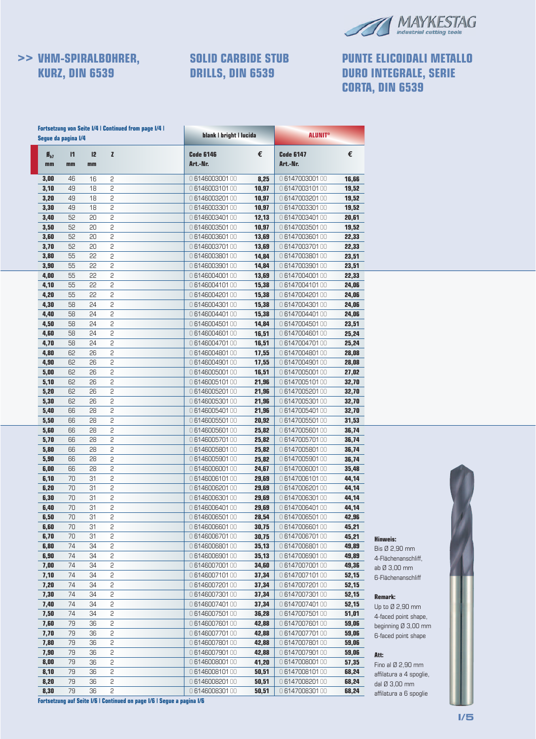## >> VHM-SPIRALBOHRER, KURZ, DIN 6539

## SOLID CARBIDE STUB DRILLS, DIN 6539

## PUNTE ELICOIDALI METALLO DURO INTEGRALE, SERIE CORTA, DIN 6539

**Fortsetzung von Seite I/4 | Continued from page I/4 | Segue da pagina I/4**

| | | | | blank \| bright \| lucida | | ALUNIT® | |
|---|---|---|---|---|---|---|---|
| $Ø_{h7}$ mm | l1 mm | l2 mm | Z | Code 6146 Art.-Nr. | € | Code 6147 Art.-Nr. | € |
| **3,00** | 46 | 16 | 2 | 0 6146003001 00 | **8,25** | 0 6147003001 00 | **16,66** |
| **3,10** | 49 | 18 | 2 | 0 6146003101 00 | **10,97** | 0 6147003101 00 | **19,52** |
| **3,20** | 49 | 18 | 2 | 0 6146003201 00 | **10,97** | 0 6147003201 00 | **19,52** |
| **3,30** | 49 | 18 | 2 | 0 6146003301 00 | **10,97** | 0 6147003301 00 | **19,52** |
| **3,40** | 52 | 20 | 2 | 0 6146003401 00 | **12,13** | 0 6147003401 00 | **20,61** |
| **3,50** | 52 | 20 | 2 | 0 6146003501 00 | **10,97** | 0 6147003501 00 | **19,52** |
| **3,60** | 52 | 20 | 2 | 0 6146003601 00 | **13,69** | 0 6147003601 00 | **22,33** |
| **3,70** | 52 | 20 | 2 | 0 6146003701 00 | **13,69** | 0 6147003701 00 | **22,33** |
| **3,80** | 55 | 22 | 2 | 0 6146003801 00 | **14,84** | 0 6147003801 00 | **23,51** |
| **3,90** | 55 | 22 | 2 | 0 6146003901 00 | **14,84** | 0 6147003901 00 | **23,51** |
| **4,00** | 55 | 22 | 2 | 0 6146004001 00 | **13,69** | 0 6147004001 00 | **22,33** |
| **4,10** | 55 | 22 | 2 | 0 6146004101 00 | **15,38** | 0 6147004101 00 | **24,06** |
| **4,20** | 55 | 22 | 2 | 0 6146004201 00 | **15,38** | 0 6147004201 00 | **24,06** |
| **4,30** | 58 | 24 | 2 | 0 6146004301 00 | **15,38** | 0 6147004301 00 | **24,06** |
| **4,40** | 58 | 24 | 2 | 0 6146004401 00 | **15,38** | 0 6147004401 00 | **24,06** |
| **4,50** | 58 | 24 | 2 | 0 6146004501 00 | **14,84** | 0 6147004501 00 | **23,51** |
| **4,60** | 58 | 24 | 2 | 0 6146004601 00 | **16,51** | 0 6147004601 00 | **25,24** |
| **4,70** | 58 | 24 | 2 | 0 6146004701 00 | **16,51** | 0 6147004701 00 | **25,24** |
| **4,80** | 62 | 26 | 2 | 0 6146004801 00 | **17,55** | 0 6147004801 00 | **28,08** |
| **4,90** | 62 | 26 | 2 | 0 6146004901 00 | **17,55** | 0 6147004901 00 | **28,08** |
| **5,00** | 62 | 26 | 2 | 0 6146005001 00 | **16,51** | 0 6147005001 00 | **27,02** |
| **5,10** | 62 | 26 | 2 | 0 6146005101 00 | **21,96** | 0 6147005101 00 | **32,70** |
| **5,20** | 62 | 26 | 2 | 0 6146005201 00 | **21,96** | 0 6147005201 00 | **32,70** |
| **5,30** | 62 | 26 | 2 | 0 6146005301 00 | **21,96** | 0 6147005301 00 | **32,70** |
| **5,40** | 66 | 28 | 2 | 0 6146005401 00 | **21,96** | 0 6147005401 00 | **32,70** |
| **5,50** | 66 | 28 | 2 | 0 6146005501 00 | **20,92** | 0 6147005501 00 | **31,53** |
| **5,60** | 66 | 28 | 2 | 0 6146005601 00 | **25,82** | 0 6147005601 00 | **36,74** |
| **5,70** | 66 | 28 | 2 | 0 6146005701 00 | **25,82** | 0 6147005701 00 | **36,74** |
| **5,80** | 66 | 28 | 2 | 0 6146005801 00 | **25,82** | 0 6147005801 00 | **36,74** |
| **5,90** | 66 | 28 | 2 | 0 6146005901 00 | **25,82** | 0 6147005901 00 | **36,74** |
| **6,00** | 66 | 28 | 2 | 0 6146006001 00 | **24,67** | 0 6147006001 00 | **35,48** |
| **6,10** | 70 | 31 | 2 | 0 6146006101 00 | **29,69** | 0 6147006101 00 | **44,14** |
| **6,20** | 70 | 31 | 2 | 0 6146006201 00 | **29,69** | 0 6147006201 00 | **44,14** |
| **6,30** | 70 | 31 | 2 | 0 6146006301 00 | **29,69** | 0 6147006301 00 | **44,14** |
| **6,40** | 70 | 31 | 2 | 0 6146006401 00 | **29,69** | 0 6147006401 00 | **44,14** |
| **6,50** | 70 | 31 | 2 | 0 6146006501 00 | **28,54** | 0 6147006501 00 | **42,96** |
| **6,60** | 70 | 31 | 2 | 0 6146006601 00 | **30,75** | 0 6147006601 00 | **45,21** |
| **6,70** | 70 | 31 | 2 | 0 6146006701 00 | **30,75** | 0 6147006701 00 | **45,21** |
| **6,80** | 74 | 34 | 2 | 0 6146006801 00 | **35,13** | 0 6147006801 00 | **49,89** |
| **6,90** | 74 | 34 | 2 | 0 6146006901 00 | **35,13** | 0 6147006901 00 | **49,89** |
| **7,00** | 74 | 34 | 2 | 0 6146007001 00 | **34,60** | 0 6147007001 00 | **49,36** |
| **7,10** | 74 | 34 | 2 | 0 6146007101 00 | **37,34** | 0 6147007101 00 | **52,15** |
| **7,20** | 74 | 34 | 2 | 0 6146007201 00 | **37,34** | 0 6147007201 00 | **52,15** |
| **7,30** | 74 | 34 | 2 | 0 6146007301 00 | **37,34** | 0 6147007301 00 | **52,15** |
| **7,40** | 74 | 34 | 2 | 0 6146007401 00 | **37,34** | 0 6147007401 00 | **52,15** |
| **7,50** | 74 | 34 | 2 | 0 6146007501 00 | **36,28** | 0 6147007501 00 | **51,01** |
| **7,60** | 79 | 36 | 2 | 0 6146007601 00 | **42,88** | 0 6147007601 00 | **59,06** |
| **7,70** | 79 | 36 | 2 | 0 6146007701 00 | **42,88** | 0 6147007701 00 | **59,06** |
| **7,80** | 79 | 36 | 2 | 0 6146007801 00 | **42,88** | 0 6147007801 00 | **59,06** |
| **7,90** | 79 | 36 | 2 | 0 6146007901 00 | **42,88** | 0 6147007901 00 | **59,06** |
| **8,00** | 79 | 36 | 2 | 0 6146008001 00 | **41,20** | 0 6147008001 00 | **57,35** |
| **8,10** | 79 | 36 | 2 | 0 6146008101 00 | **50,51** | 0 6147008101 00 | **68,24** |
| **8,20** | 79 | 36 | 2 | 0 6146008201 00 | **50,51** | 0 6147008201 00 | **68,24** |
| **8,30** | 79 | 36 | 2 | 0 6146008301 00 | **50,51** | 0 6147008301 00 | **68,24** |

**Fortsetzung auf Seite I/6 | Continued on page I/6 | Segue a pagina I/6**

**Hinweis:**
Bis Ø 2,90 mm 4-Flächenanschliff, ab Ø 3,00 mm 6-Flächenanschliff

**Remark:**
Up to Ø 2,90 mm 4-faced point shape, beginning Ø 3,00 mm 6-faced point shape

**Att:**
Fino al Ø 2,90 mm affilatura a 4 spoglie, dal Ø 3,00 mm affilatura a 6 spoglie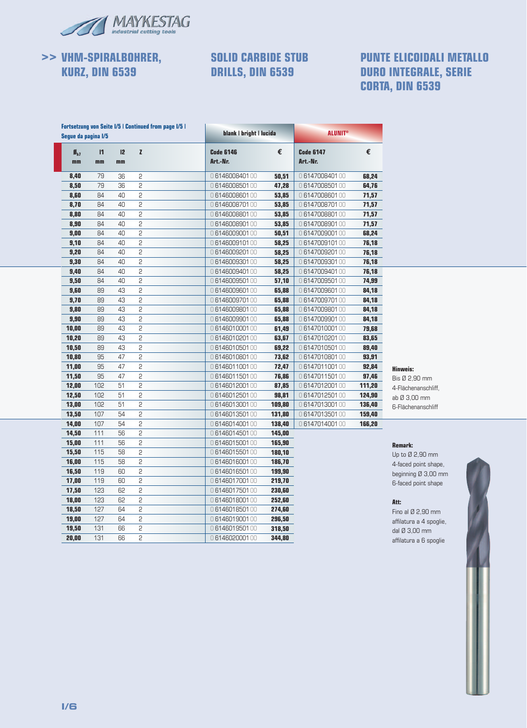MAYKESTAG industrial cutting tools

# >> VHM-SPIRALBOHRER, KURZ, DIN 6539

# SOLID CARBIDE STUB DRILLS, DIN 6539

# PUNTE ELICOIDALI METALLO DURO INTEGRALE, SERIE CORTA, DIN 6539

Fortsetzung von Seite I/5 | Continued from page I/5 | Segue da pagina I/5

| | | | | blank \| bright \| lucida | | ALUNIT® | |
|---|---|---|---|---|---|---|---|
| $Ø_{h7}$ mm | l1 mm | l2 mm | z | Code 6146 Art.-Nr. | € | Code 6147 Art.-Nr. | € |
| **8,40** | 79 | 36 | 2 | 0 6146008401 00 | **50,51** | 0 6147008401 00 | **68,24** |
| **8,50** | 79 | 36 | 2 | 0 6146008501 00 | **47,28** | 0 6147008501 00 | **64,76** |
| **8,60** | 84 | 40 | 2 | 0 6146008601 00 | **53,85** | 0 6147008601 00 | **71,57** |
| **8,70** | 84 | 40 | 2 | 0 6146008701 00 | **53,85** | 0 6147008701 00 | **71,57** |
| **8,80** | 84 | 40 | 2 | 0 6146008801 00 | **53,85** | 0 6147008801 00 | **71,57** |
| **8,90** | 84 | 40 | 2 | 0 6146008901 00 | **53,85** | 0 6147008901 00 | **71,57** |
| **9,00** | 84 | 40 | 2 | 0 6146009001 00 | **50,51** | 0 6147009001 00 | **68,24** |
| **9,10** | 84 | 40 | 2 | 0 6146009101 00 | **58,25** | 0 6147009101 00 | **76,18** |
| **9,20** | 84 | 40 | 2 | 0 6146009201 00 | **58,25** | 0 6147009201 00 | **76,18** |
| **9,30** | 84 | 40 | 2 | 0 6146009301 00 | **58,25** | 0 6147009301 00 | **76,18** |
| **9,40** | 84 | 40 | 2 | 0 6146009401 00 | **58,25** | 0 6147009401 00 | **76,18** |
| **9,50** | 84 | 40 | 2 | 0 6146009501 00 | **57,10** | 0 6147009501 00 | **74,99** |
| **9,60** | 89 | 43 | 2 | 0 6146009601 00 | **65,88** | 0 6147009601 00 | **84,18** |
| **9,70** | 89 | 43 | 2 | 0 6146009701 00 | **65,88** | 0 6147009701 00 | **84,18** |
| **9,80** | 89 | 43 | 2 | 0 6146009801 00 | **65,88** | 0 6147009801 00 | **84,18** |
| **9,90** | 89 | 43 | 2 | 0 6146009901 00 | **65,88** | 0 6147009901 00 | **84,18** |
| **10,00** | 89 | 43 | 2 | 0 6146010001 00 | **61,49** | 0 6147010001 00 | **79,68** |
| **10,20** | 89 | 43 | 2 | 0 6146010201 00 | **63,67** | 0 6147010201 00 | **83,65** |
| **10,50** | 89 | 43 | 2 | 0 6146010501 00 | **69,22** | 0 6147010501 00 | **89,40** |
| **10,80** | 95 | 47 | 2 | 0 6146010801 00 | **73,62** | 0 6147010801 00 | **93,91** |
| **11,00** | 95 | 47 | 2 | 0 6146011001 00 | **72,47** | 0 6147011001 00 | **92,84** |
| **11,50** | 95 | 47 | 2 | 0 6146011501 00 | **76,86** | 0 6147011501 00 | **97,46** |
| **12,00** | 102 | 51 | 2 | 0 6146012001 00 | **87,85** | 0 6147012001 00 | **111,20** |
| **12,50** | 102 | 51 | 2 | 0 6146012501 00 | **98,81** | 0 6147012501 00 | **124,90** |
| **13,00** | 102 | 51 | 2 | 0 6146013001 00 | **109,80** | 0 6147013001 00 | **136,40** |
| **13,50** | 107 | 54 | 2 | 0 6146013501 00 | **131,80** | 0 6147013501 00 | **159,40** |
| **14,00** | 107 | 54 | 2 | 0 6146014001 00 | **138,40** | 0 6147014001 00 | **166,20** |
| **14,50** | 111 | 56 | 2 | 0 6146014501 00 | **145,00** | | |
| **15,00** | 111 | 56 | 2 | 0 6146015001 00 | **165,90** | | |
| **15,50** | 115 | 58 | 2 | 0 6146015501 00 | **180,10** | | |
| **16,00** | 115 | 58 | 2 | 0 6146016001 00 | **186,70** | | |
| **16,50** | 119 | 60 | 2 | 0 6146016501 00 | **199,90** | | |
| **17,00** | 119 | 60 | 2 | 0 6146017001 00 | **219,70** | | |
| **17,50** | 123 | 62 | 2 | 0 6146017501 00 | **230,60** | | |
| **18,00** | 123 | 62 | 2 | 0 6146018001 00 | **252,60** | | |
| **18,50** | 127 | 64 | 2 | 0 6146018501 00 | **274,60** | | |
| **19,00** | 127 | 64 | 2 | 0 6146019001 00 | **296,50** | | |
| **19,50** | 131 | 66 | 2 | 0 6146019501 00 | **318,50** | | |
| **20,00** | 131 | 66 | 2 | 0 6146020001 00 | **344,80** | | |

**Hinweis:**
Bis Ø 2,90 mm 4-Flächenanschliff, ab Ø 3,00 mm 6-Flächenanschliff

**Remark:**
Up to Ø 2,90 mm 4-faced point shape, beginning Ø 3,00 mm 6-faced point shape

**Att:**
Fino al Ø 2,90 mm affilatura a 4 spoglie, dal Ø 3,00 mm affilatura a 6 spoglie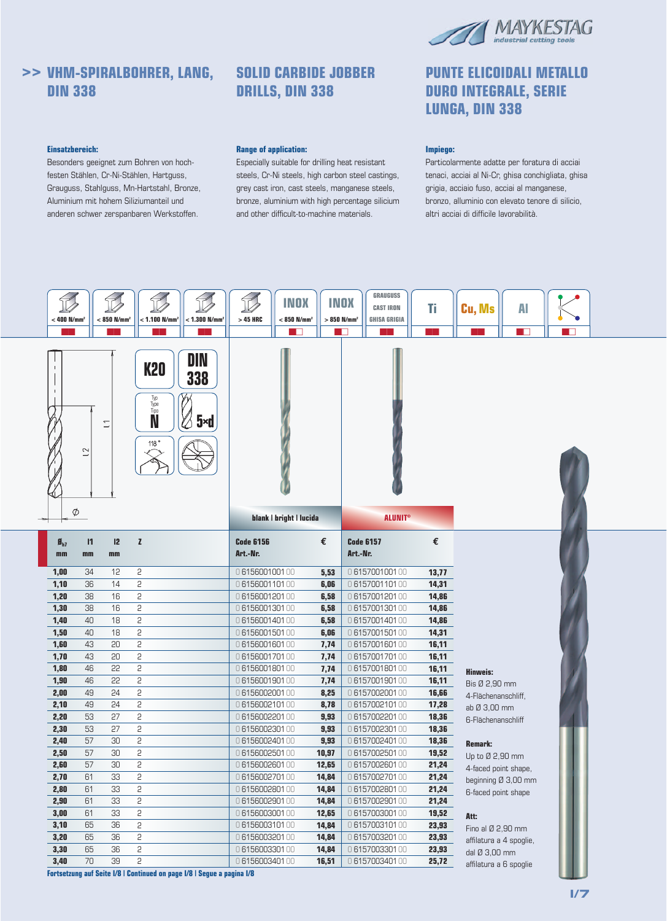# >> VHM-SPIRALBOHRER, LANG, DIN 338

# SOLID CARBIDE JOBBER DRILLS, DIN 338

# PUNTE ELICOIDALI METALLO DURO INTEGRALE, SERIE LUNGA, DIN 338

**Einsatzbereich:**
Besonders geeignet zum Bohren von hochfesten Stählen, Cr-Ni-Stählen, Hartguss, Grauguss, Stahlguss, Mn-Hartstahl, Bronze, Aluminium mit hohem Siliziumanteil und anderen schwer zerspanbaren Werkstoffen.

**Range of application:**
Especially suitable for drilling heat resistant steels, Cr-Ni steels, high carbon steel castings, grey cast iron, cast steels, manganese steels, bronze, aluminium with high percentage silicium and other difficult-to-machine materials.

**Impiego:**
Particolarmente adatte per foratura di acciai tenaci, acciai al Ni-Cr, ghisa conchigliata, ghisa grigia, acciaio fuso, acciai al manganese, bronzo, alluminio con elevato tenore di silicio, altri acciai di difficile lavorabilità.

< 400 N/mm² | < 850 N/mm² | < 1.100 N/mm² | < 1.300 N/mm² | > 45 HRC | INOX < 850 N/mm² | INOX > 850 N/mm² | GRAUGUSS CAST IRON GHISA GRIGIA | Ti | Cu, Ms | Al

K20 | DIN 338 | Typ Type Tipo N | 5×d | 118°

| Ø h7 mm | l1 mm | l2 mm | z | blank \| bright \| lucida Code 6156 Art.-Nr. | € | ALUNIT® Code 6157 Art.-Nr. | € |
|---|---|---|---|---|---|---|---|
| 1,00 | 34 | 12 | 2 | 0 6156001001 00 | 5,53 | 0 6157001001 00 | 13,77 |
| 1,10 | 36 | 14 | 2 | 0 6156001101 00 | 6,06 | 0 6157001101 00 | 14,31 |
| 1,20 | 38 | 16 | 2 | 0 6156001201 00 | 6,58 | 0 6157001201 00 | 14,86 |
| 1,30 | 38 | 16 | 2 | 0 6156001301 00 | 6,58 | 0 6157001301 00 | 14,86 |
| 1,40 | 40 | 18 | 2 | 0 6156001401 00 | 6,58 | 0 6157001401 00 | 14,86 |
| 1,50 | 40 | 18 | 2 | 0 6156001501 00 | 6,06 | 0 6157001501 00 | 14,31 |
| 1,60 | 43 | 20 | 2 | 0 6156001601 00 | 7,74 | 0 6157001601 00 | 16,11 |
| 1,70 | 43 | 20 | 2 | 0 6156001701 00 | 7,74 | 0 6157001701 00 | 16,11 |
| 1,80 | 46 | 22 | 2 | 0 6156001801 00 | 7,74 | 0 6157001801 00 | 16,11 |
| 1,90 | 46 | 22 | 2 | 0 6156001901 00 | 7,74 | 0 6157001901 00 | 16,11 |
| 2,00 | 49 | 24 | 2 | 0 6156002001 00 | 8,25 | 0 6157002001 00 | 16,66 |
| 2,10 | 49 | 24 | 2 | 0 6156002101 00 | 8,78 | 0 6157002101 00 | 17,28 |
| 2,20 | 53 | 27 | 2 | 0 6156002201 00 | 9,93 | 0 6157002201 00 | 18,36 |
| 2,30 | 53 | 27 | 2 | 0 6156002301 00 | 9,93 | 0 6157002301 00 | 18,36 |
| 2,40 | 57 | 30 | 2 | 0 6156002401 00 | 9,93 | 0 6157002401 00 | 18,36 |
| 2,50 | 57 | 30 | 2 | 0 6156002501 00 | 10,97 | 0 6157002501 00 | 19,52 |
| 2,60 | 57 | 30 | 2 | 0 6156002601 00 | 12,65 | 0 6157002601 00 | 21,24 |
| 2,70 | 61 | 33 | 2 | 0 6156002701 00 | 14,84 | 0 6157002701 00 | 21,24 |
| 2,80 | 61 | 33 | 2 | 0 6156002801 00 | 14,84 | 0 6157002801 00 | 21,24 |
| 2,90 | 61 | 33 | 2 | 0 6156002901 00 | 14,84 | 0 6157002901 00 | 21,24 |
| 3,00 | 61 | 33 | 2 | 0 6156003001 00 | 12,65 | 0 6157003001 00 | 19,52 |
| 3,10 | 65 | 36 | 2 | 0 6156003101 00 | 14,84 | 0 6157003101 00 | 23,93 |
| 3,20 | 65 | 36 | 2 | 0 6156003201 00 | 14,84 | 0 6157003201 00 | 23,93 |
| 3,30 | 65 | 36 | 2 | 0 6156003301 00 | 14,84 | 0 6157003301 00 | 23,93 |
| 3,40 | 70 | 39 | 2 | 0 6156003401 00 | 16,51 | 0 6157003401 00 | 25,72 |

**Fortsetzung auf Seite I/8 | Continued on page I/8 | Segue a pagina I/8**

**Hinweis:**
Bis Ø 2,90 mm 4-Flächenanschliff, ab Ø 3,00 mm 6-Flächenanschliff

**Remark:**
Up to Ø 2,90 mm 4-faced point shape, beginning Ø 3,00 mm 6-faced point shape

**Att:**
Fino al Ø 2,90 mm affilatura a 4 spoglie, dal Ø 3,00 mm affilatura a 6 spoglie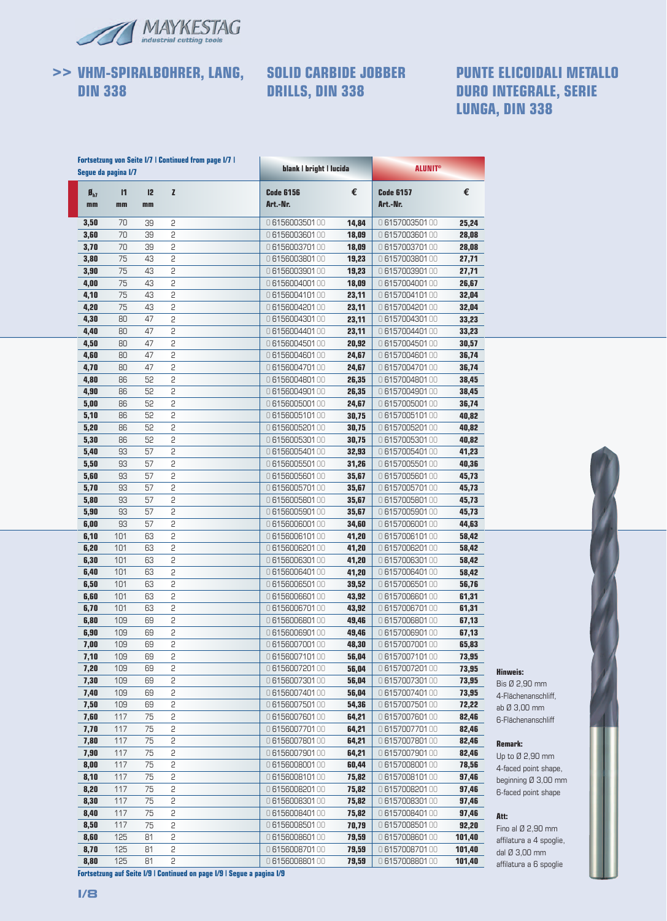## >> VHM-SPIRALBOHRER, LANG, DIN 338

## SOLID CARBIDE JOBBER DRILLS, DIN 338

## PUNTE ELICOIDALI METALLO DURO INTEGRALE, SERIE LUNGA, DIN 338

**Fortsetzung von Seite I/7 | Continued from page I/7 | Segue da pagina I/7**

| | | | | blank \| bright \| lucida | | ALUNIT® | |
|---|---|---|---|---|---|---|---|
| Ø h7 mm | l1 mm | l2 mm | z | Code 6156 Art.-Nr. | € | Code 6157 Art.-Nr. | € |
| 3,50 | 70 | 39 | 2 | 0 6156003501 00 | 14,84 | 0 6157003501 00 | 25,24 |
| 3,60 | 70 | 39 | 2 | 0 6156003601 00 | 18,09 | 0 6157003601 00 | 28,08 |
| 3,70 | 70 | 39 | 2 | 0 6156003701 00 | 18,09 | 0 6157003701 00 | 28,08 |
| 3,80 | 75 | 43 | 2 | 0 6156003801 00 | 19,23 | 0 6157003801 00 | 27,71 |
| 3,90 | 75 | 43 | 2 | 0 6156003901 00 | 19,23 | 0 6157003901 00 | 27,71 |
| 4,00 | 75 | 43 | 2 | 0 6156004001 00 | 18,09 | 0 6157004001 00 | 26,67 |
| 4,10 | 75 | 43 | 2 | 0 6156004101 00 | 23,11 | 0 6157004101 00 | 32,04 |
| 4,20 | 75 | 43 | 2 | 0 6156004201 00 | 23,11 | 0 6157004201 00 | 32,04 |
| 4,30 | 80 | 47 | 2 | 0 6156004301 00 | 23,11 | 0 6157004301 00 | 33,23 |
| 4,40 | 80 | 47 | 2 | 0 6156004401 00 | 23,11 | 0 6157004401 00 | 33,23 |
| 4,50 | 80 | 47 | 2 | 0 6156004501 00 | 20,92 | 0 6157004501 00 | 30,57 |
| 4,60 | 80 | 47 | 2 | 0 6156004601 00 | 24,67 | 0 6157004601 00 | 36,74 |
| 4,70 | 80 | 47 | 2 | 0 6156004701 00 | 24,67 | 0 6157004701 00 | 36,74 |
| 4,80 | 86 | 52 | 2 | 0 6156004801 00 | 26,35 | 0 6157004801 00 | 38,45 |
| 4,90 | 86 | 52 | 2 | 0 6156004901 00 | 26,35 | 0 6157004901 00 | 38,45 |
| 5,00 | 86 | 52 | 2 | 0 6156005001 00 | 24,67 | 0 6157005001 00 | 36,74 |
| 5,10 | 86 | 52 | 2 | 0 6156005101 00 | 30,75 | 0 6157005101 00 | 40,82 |
| 5,20 | 86 | 52 | 2 | 0 6156005201 00 | 30,75 | 0 6157005201 00 | 40,82 |
| 5,30 | 86 | 52 | 2 | 0 6156005301 00 | 30,75 | 0 6157005301 00 | 40,82 |
| 5,40 | 93 | 57 | 2 | 0 6156005401 00 | 32,93 | 0 6157005401 00 | 41,23 |
| 5,50 | 93 | 57 | 2 | 0 6156005501 00 | 31,26 | 0 6157005501 00 | 40,36 |
| 5,60 | 93 | 57 | 2 | 0 6156005601 00 | 35,67 | 0 6157005601 00 | 45,73 |
| 5,70 | 93 | 57 | 2 | 0 6156005701 00 | 35,67 | 0 6157005701 00 | 45,73 |
| 5,80 | 93 | 57 | 2 | 0 6156005801 00 | 35,67 | 0 6157005801 00 | 45,73 |
| 5,90 | 93 | 57 | 2 | 0 6156005901 00 | 35,67 | 0 6157005901 00 | 45,73 |
| 6,00 | 93 | 57 | 2 | 0 6156006001 00 | 34,60 | 0 6157006001 00 | 44,63 |
| 6,10 | 101 | 63 | 2 | 0 6156006101 00 | 41,20 | 0 6157006101 00 | 58,42 |
| 6,20 | 101 | 63 | 2 | 0 6156006201 00 | 41,20 | 0 6157006201 00 | 58,42 |
| 6,30 | 101 | 63 | 2 | 0 6156006301 00 | 41,20 | 0 6157006301 00 | 58,42 |
| 6,40 | 101 | 63 | 2 | 0 6156006401 00 | 41,20 | 0 6157006401 00 | 58,42 |
| 6,50 | 101 | 63 | 2 | 0 6156006501 00 | 39,52 | 0 6157006501 00 | 56,76 |
| 6,60 | 101 | 63 | 2 | 0 6156006601 00 | 43,92 | 0 6157006601 00 | 61,31 |
| 6,70 | 101 | 63 | 2 | 0 6156006701 00 | 43,92 | 0 6157006701 00 | 61,31 |
| 6,80 | 109 | 69 | 2 | 0 6156006801 00 | 49,46 | 0 6157006801 00 | 67,13 |
| 6,90 | 109 | 69 | 2 | 0 6156006901 00 | 49,46 | 0 6157006901 00 | 67,13 |
| 7,00 | 109 | 69 | 2 | 0 6156007001 00 | 48,30 | 0 6157007001 00 | 65,83 |
| 7,10 | 109 | 69 | 2 | 0 6156007101 00 | 56,04 | 0 6157007101 00 | 73,95 |
| 7,20 | 109 | 69 | 2 | 0 6156007201 00 | 56,04 | 0 6157007201 00 | 73,95 |
| 7,30 | 109 | 69 | 2 | 0 6156007301 00 | 56,04 | 0 6157007301 00 | 73,95 |
| 7,40 | 109 | 69 | 2 | 0 6156007401 00 | 56,04 | 0 6157007401 00 | 73,95 |
| 7,50 | 109 | 69 | 2 | 0 6156007501 00 | 54,36 | 0 6157007501 00 | 72,22 |
| 7,60 | 117 | 75 | 2 | 0 6156007601 00 | 64,21 | 0 6157007601 00 | 82,46 |
| 7,70 | 117 | 75 | 2 | 0 6156007701 00 | 64,21 | 0 6157007701 00 | 82,46 |
| 7,80 | 117 | 75 | 2 | 0 6156007801 00 | 64,21 | 0 6157007801 00 | 82,46 |
| 7,90 | 117 | 75 | 2 | 0 6156007901 00 | 64,21 | 0 6157007901 00 | 82,46 |
| 8,00 | 117 | 75 | 2 | 0 6156008001 00 | 60,44 | 0 6157008001 00 | 78,56 |
| 8,10 | 117 | 75 | 2 | 0 6156008101 00 | 75,82 | 0 6157008101 00 | 97,46 |
| 8,20 | 117 | 75 | 2 | 0 6156008201 00 | 75,82 | 0 6157008201 00 | 97,46 |
| 8,30 | 117 | 75 | 2 | 0 6156008301 00 | 75,82 | 0 6157008301 00 | 97,46 |
| 8,40 | 117 | 75 | 2 | 0 6156008401 00 | 75,82 | 0 6157008401 00 | 97,46 |
| 8,50 | 117 | 75 | 2 | 0 6156008501 00 | 70,79 | 0 6157008501 00 | 92,20 |
| 8,60 | 125 | 81 | 2 | 0 6156008601 00 | 79,59 | 0 6157008601 00 | 101,40 |
| 8,70 | 125 | 81 | 2 | 0 6156008701 00 | 79,59 | 0 6157008701 00 | 101,40 |
| 8,80 | 125 | 81 | 2 | 0 6156008801 00 | 79,59 | 0 6157008801 00 | 101,40 |

**Fortsetzung auf Seite I/9 | Continued on page I/9 | Segue a pagina I/9**

**Hinweis:**
Bis Ø 2,90 mm 4-Flächenanschliff, ab Ø 3,00 mm 6-Flächenanschliff

**Remark:**
Up to Ø 2,90 mm 4-faced point shape, beginning Ø 3,00 mm 6-faced point shape

**Att:**
Fino al Ø 2,90 mm affilatura a 4 spoglie, dal Ø 3,00 mm affilatura a 6 spoglie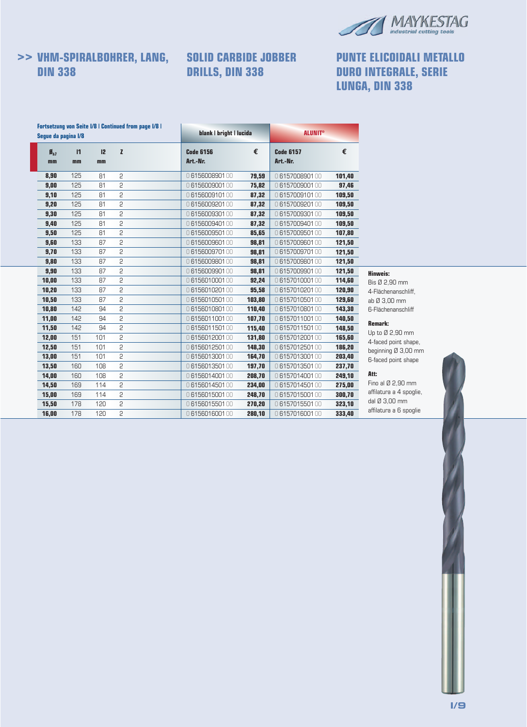## >> VHM-SPIRALBOHRER, LANG, DIN 338

## SOLID CARBIDE JOBBER DRILLS, DIN 338

## PUNTE ELICOIDALI METALLO DURO INTEGRALE, SERIE LUNGA, DIN 338

**Fortsetzung von Seite I/8 | Continued from page I/8 | Segue da pagina I/8**

| | | | | blank \| bright \| lucida | | ALUNIT® | |
|---|---|---|---|---|---|---|---|
| $Ø_{h7}$ mm | l1 mm | l2 mm | Z | Code 6156 Art.-Nr. | € | Code 6157 Art.-Nr. | € |
| **8,90** | 125 | 81 | 2 | 0 6156008901 00 | **79,59** | 0 6157008901 00 | **101,40** |
| **9,00** | 125 | 81 | 2 | 0 6156009001 00 | **75,82** | 0 6157009001 00 | **97,46** |
| **9,10** | 125 | 81 | 2 | 0 6156009101 00 | **87,32** | 0 6157009101 00 | **109,50** |
| **9,20** | 125 | 81 | 2 | 0 6156009201 00 | **87,32** | 0 6157009201 00 | **109,50** |
| **9,30** | 125 | 81 | 2 | 0 6156009301 00 | **87,32** | 0 6157009301 00 | **109,50** |
| **9,40** | 125 | 81 | 2 | 0 6156009401 00 | **87,32** | 0 6157009401 00 | **109,50** |
| **9,50** | 125 | 81 | 2 | 0 6156009501 00 | **85,65** | 0 6157009501 00 | **107,80** |
| **9,60** | 133 | 87 | 2 | 0 6156009601 00 | **98,81** | 0 6157009601 00 | **121,50** |
| **9,70** | 133 | 87 | 2 | 0 6156009701 00 | **98,81** | 0 6157009701 00 | **121,50** |
| **9,80** | 133 | 87 | 2 | 0 6156009801 00 | **98,81** | 0 6157009801 00 | **121,50** |
| **9,90** | 133 | 87 | 2 | 0 6156009901 00 | **98,81** | 0 6157009901 00 | **121,50** |
| **10,00** | 133 | 87 | 2 | 0 6156010001 00 | **92,24** | 0 6157010001 00 | **114,60** |
| **10,20** | 133 | 87 | 2 | 0 6156010201 00 | **95,58** | 0 6157010201 00 | **120,90** |
| **10,50** | 133 | 87 | 2 | 0 6156010501 00 | **103,80** | 0 6157010501 00 | **129,60** |
| **10,80** | 142 | 94 | 2 | 0 6156010801 00 | **110,40** | 0 6157010801 00 | **143,30** |
| **11,00** | 142 | 94 | 2 | 0 6156011001 00 | **107,70** | 0 6157011001 00 | **140,50** |
| **11,50** | 142 | 94 | 2 | 0 6156011501 00 | **115,40** | 0 6157011501 00 | **148,50** |
| **12,00** | 151 | 101 | 2 | 0 6156012001 00 | **131,80** | 0 6157012001 00 | **165,60** |
| **12,50** | 151 | 101 | 2 | 0 6156012501 00 | **148,30** | 0 6157012501 00 | **186,20** |
| **13,00** | 151 | 101 | 2 | 0 6156013001 00 | **164,70** | 0 6157013001 00 | **203,40** |
| **13,50** | 160 | 108 | 2 | 0 6156013501 00 | **197,70** | 0 6157013501 00 | **237,70** |
| **14,00** | 160 | 108 | 2 | 0 6156014001 00 | **208,70** | 0 6157014001 00 | **249,10** |
| **14,50** | 169 | 114 | 2 | 0 6156014501 00 | **234,00** | 0 6157014501 00 | **275,00** |
| **15,00** | 169 | 114 | 2 | 0 6156015001 00 | **248,70** | 0 6157015001 00 | **300,70** |
| **15,50** | 178 | 120 | 2 | 0 6156015501 00 | **270,20** | 0 6157015501 00 | **323,10** |
| **16,00** | 178 | 120 | 2 | 0 6156016001 00 | **280,10** | 0 6157016001 00 | **333,40** |

**Hinweis:**
Bis Ø 2,90 mm 4-Flächenanschliff, ab Ø 3,00 mm 6-Flächenanschliff

**Remark:**
Up to Ø 2,90 mm 4-faced point shape, beginning Ø 3,00 mm 6-faced point shape

**Att:**
Fino al Ø 2,90 mm affilatura a 4 spoglie, dal Ø 3,00 mm affilatura a 6 spoglie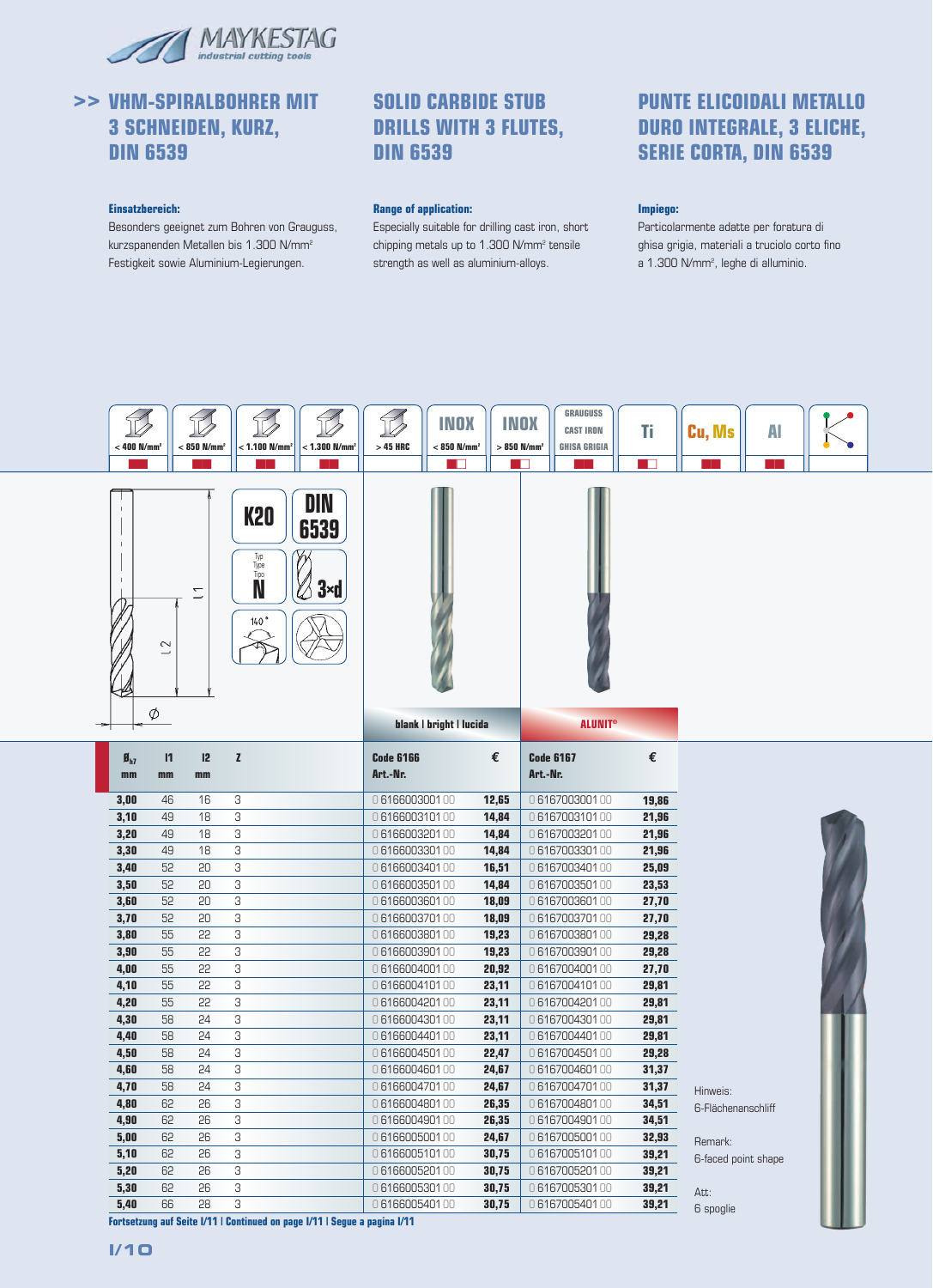# >> VHM-SPIRALBOHRER MIT 3 SCHNEIDEN, KURZ, DIN 6539

# SOLID CARBIDE STUB DRILLS WITH 3 FLUTES, DIN 6539

# PUNTE ELICOIDALI METALLO DURO INTEGRALE, 3 ELICHE, SERIE CORTA, DIN 6539

**Einsatzbereich:**
Besonders geeignet zum Bohren von Grauguss, kurzspanenden Metallen bis 1.300 N/mm² Festigkeit sowie Aluminium-Legierungen.

**Range of application:**
Especially suitable for drilling cast iron, short chipping metals up to 1.300 N/mm² tensile strength as well as aluminium-alloys.

**Impiego:**
Particolarmente adatte per foratura di ghisa grigia, materiali a truciolo fino a 1.300 N/mm², leghe di alluminio.

| < 400 N/mm² | < 850 N/mm² | < 1.100 N/mm² | < 1.300 N/mm² | > 45 HRC | INOX < 850 N/mm² | INOX > 850 N/mm² | GRAUGUSS CAST IRON GHISA GRIGIA | Ti | Cu, Ms | Al |
|---|---|---|---|---|---|---|---|---|---|---|

K20 · DIN 6539 · Typ/Type/Tipo N · 3×d · 140°

| Ø h7 mm | l1 mm | l2 mm | z | blank \| bright \| lucida Code 6166 Art.-Nr. | € | ALUNIT® Code 6167 Art.-Nr. | € |
|---|---|---|---|---|---|---|---|
| 3,00 | 46 | 16 | 3 | 0 6166003001 00 | 12,65 | 0 6167003001 00 | 19,86 |
| 3,10 | 49 | 18 | 3 | 0 6166003101 00 | 14,84 | 0 6167003101 00 | 21,96 |
| 3,20 | 49 | 18 | 3 | 0 6166003201 00 | 14,84 | 0 6167003201 00 | 21,96 |
| 3,30 | 49 | 18 | 3 | 0 6166003301 00 | 14,84 | 0 6167003301 00 | 21,96 |
| 3,40 | 52 | 20 | 3 | 0 6166003401 00 | 16,51 | 0 6167003401 00 | 25,09 |
| 3,50 | 52 | 20 | 3 | 0 6166003501 00 | 14,84 | 0 6167003501 00 | 23,53 |
| 3,60 | 52 | 20 | 3 | 0 6166003601 00 | 18,09 | 0 6167003601 00 | 27,70 |
| 3,70 | 52 | 20 | 3 | 0 6166003701 00 | 18,09 | 0 6167003701 00 | 27,70 |
| 3,80 | 55 | 22 | 3 | 0 6166003801 00 | 19,23 | 0 6167003801 00 | 29,28 |
| 3,90 | 55 | 22 | 3 | 0 6166003901 00 | 19,23 | 0 6167003901 00 | 29,28 |
| 4,00 | 55 | 22 | 3 | 0 6166004001 00 | 20,92 | 0 6167004001 00 | 27,70 |
| 4,10 | 55 | 22 | 3 | 0 6166004101 00 | 23,11 | 0 6167004101 00 | 29,81 |
| 4,20 | 55 | 22 | 3 | 0 6166004201 00 | 23,11 | 0 6167004201 00 | 29,81 |
| 4,30 | 58 | 24 | 3 | 0 6166004301 00 | 23,11 | 0 6167004301 00 | 29,81 |
| 4,40 | 58 | 24 | 3 | 0 6166004401 00 | 23,11 | 0 6167004401 00 | 29,81 |
| 4,50 | 58 | 24 | 3 | 0 6166004501 00 | 22,47 | 0 6167004501 00 | 29,28 |
| 4,60 | 58 | 24 | 3 | 0 6166004601 00 | 24,67 | 0 6167004601 00 | 31,37 |
| 4,70 | 58 | 24 | 3 | 0 6166004701 00 | 24,67 | 0 6167004701 00 | 31,37 |
| 4,80 | 62 | 26 | 3 | 0 6166004801 00 | 26,35 | 0 6167004801 00 | 34,51 |
| 4,90 | 62 | 26 | 3 | 0 6166004901 00 | 26,35 | 0 6167004901 00 | 34,51 |
| 5,00 | 62 | 26 | 3 | 0 6166005001 00 | 24,67 | 0 6167005001 00 | 32,93 |
| 5,10 | 62 | 26 | 3 | 0 6166005101 00 | 30,75 | 0 6167005101 00 | 39,21 |
| 5,20 | 62 | 26 | 3 | 0 6166005201 00 | 30,75 | 0 6167005201 00 | 39,21 |
| 5,30 | 62 | 26 | 3 | 0 6166005301 00 | 30,75 | 0 6167005301 00 | 39,21 |
| 5,40 | 66 | 28 | 3 | 0 6166005401 00 | 30,75 | 0 6167005401 00 | 39,21 |

**Fortsetzung auf Seite I/11 | Continued on page I/11 | Segue a pagina I/11**

Hinweis:
6-Flächenanschliff

Remark:
6-faced point shape

Att:
6 spoglie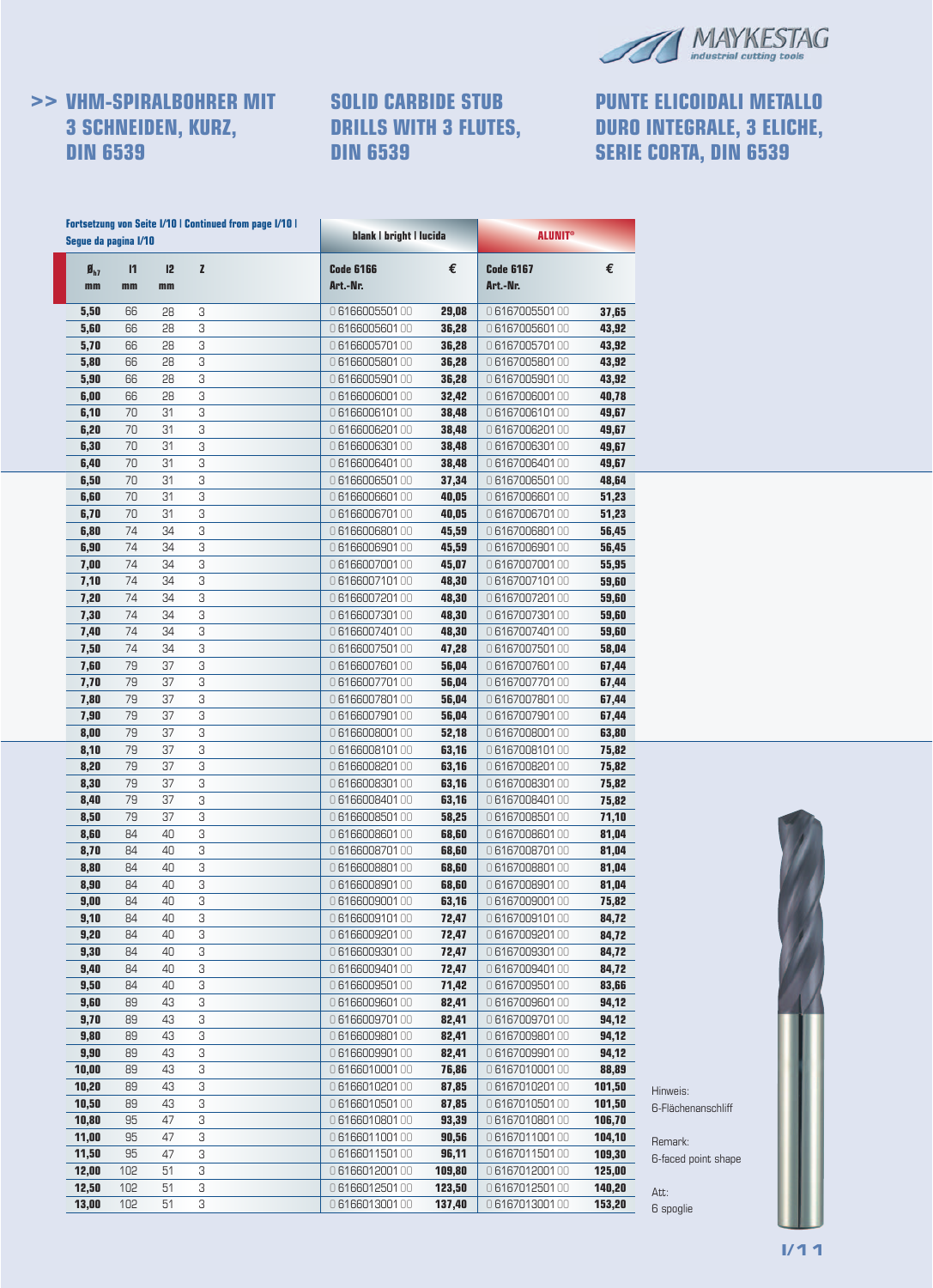# >> VHM-SPIRALBOHRER MIT 3 SCHNEIDEN, KURZ, DIN 6539

# SOLID CARBIDE STUB DRILLS WITH 3 FLUTES, DIN 6539

# PUNTE ELICOIDALI METALLO DURO INTEGRALE, 3 ELICHE, SERIE CORTA, DIN 6539

**Fortsetzung von Seite I/10 | Continued from page I/10 | Segue da pagina I/10**

| $Ø_{h7}$ mm | l1 mm | l2 mm | Z | blank \| bright \| lucida Code 6166 Art.-Nr. | € | ALUNIT® Code 6167 Art.-Nr. | € |
|---|---|---|---|---|---|---|---|
| **5,50** | 66 | 28 | 3 | 0 6166005501 00 | **29,08** | 0 6167005501 00 | **37,65** |
| **5,60** | 66 | 28 | 3 | 0 6166005601 00 | **36,28** | 0 6167005601 00 | **43,92** |
| **5,70** | 66 | 28 | 3 | 0 6166005701 00 | **36,28** | 0 6167005701 00 | **43,92** |
| **5,80** | 66 | 28 | 3 | 0 6166005801 00 | **36,28** | 0 6167005801 00 | **43,92** |
| **5,90** | 66 | 28 | 3 | 0 6166005901 00 | **36,28** | 0 6167005901 00 | **43,92** |
| **6,00** | 66 | 28 | 3 | 0 6166006001 00 | **32,42** | 0 6167006001 00 | **40,78** |
| **6,10** | 70 | 31 | 3 | 0 6166006101 00 | **38,48** | 0 6167006101 00 | **49,67** |
| **6,20** | 70 | 31 | 3 | 0 6166006201 00 | **38,48** | 0 6167006201 00 | **49,67** |
| **6,30** | 70 | 31 | 3 | 0 6166006301 00 | **38,48** | 0 6167006301 00 | **49,67** |
| **6,40** | 70 | 31 | 3 | 0 6166006401 00 | **38,48** | 0 6167006401 00 | **49,67** |
| **6,50** | 70 | 31 | 3 | 0 6166006501 00 | **37,34** | 0 6167006501 00 | **48,64** |
| **6,60** | 70 | 31 | 3 | 0 6166006601 00 | **40,05** | 0 6167006601 00 | **51,23** |
| **6,70** | 70 | 31 | 3 | 0 6166006701 00 | **40,05** | 0 6167006701 00 | **51,23** |
| **6,80** | 74 | 34 | 3 | 0 6166006801 00 | **45,59** | 0 6167006801 00 | **56,45** |
| **6,90** | 74 | 34 | 3 | 0 6166006901 00 | **45,59** | 0 6167006901 00 | **56,45** |
| **7,00** | 74 | 34 | 3 | 0 6166007001 00 | **45,07** | 0 6167007001 00 | **55,95** |
| **7,10** | 74 | 34 | 3 | 0 6166007101 00 | **48,30** | 0 6167007101 00 | **59,60** |
| **7,20** | 74 | 34 | 3 | 0 6166007201 00 | **48,30** | 0 6167007201 00 | **59,60** |
| **7,30** | 74 | 34 | 3 | 0 6166007301 00 | **48,30** | 0 6167007301 00 | **59,60** |
| **7,40** | 74 | 34 | 3 | 0 6166007401 00 | **48,30** | 0 6167007401 00 | **59,60** |
| **7,50** | 74 | 34 | 3 | 0 6166007501 00 | **47,28** | 0 6167007501 00 | **58,04** |
| **7,60** | 79 | 37 | 3 | 0 6166007601 00 | **56,04** | 0 6167007601 00 | **67,44** |
| **7,70** | 79 | 37 | 3 | 0 6166007701 00 | **56,04** | 0 6167007701 00 | **67,44** |
| **7,80** | 79 | 37 | 3 | 0 6166007801 00 | **56,04** | 0 6167007801 00 | **67,44** |
| **7,90** | 79 | 37 | 3 | 0 6166007901 00 | **56,04** | 0 6167007901 00 | **67,44** |
| **8,00** | 79 | 37 | 3 | 0 6166008001 00 | **52,18** | 0 6167008001 00 | **63,80** |
| **8,10** | 79 | 37 | 3 | 0 6166008101 00 | **63,16** | 0 6167008101 00 | **75,82** |
| **8,20** | 79 | 37 | 3 | 0 6166008201 00 | **63,16** | 0 6167008201 00 | **75,82** |
| **8,30** | 79 | 37 | 3 | 0 6166008301 00 | **63,16** | 0 6167008301 00 | **75,82** |
| **8,40** | 79 | 37 | 3 | 0 6166008401 00 | **63,16** | 0 6167008401 00 | **75,82** |
| **8,50** | 79 | 37 | 3 | 0 6166008501 00 | **58,25** | 0 6167008501 00 | **71,10** |
| **8,60** | 84 | 40 | 3 | 0 6166008601 00 | **68,60** | 0 6167008601 00 | **81,04** |
| **8,70** | 84 | 40 | 3 | 0 6166008701 00 | **68,60** | 0 6167008701 00 | **81,04** |
| **8,80** | 84 | 40 | 3 | 0 6166008801 00 | **68,60** | 0 6167008801 00 | **81,04** |
| **8,90** | 84 | 40 | 3 | 0 6166008901 00 | **68,60** | 0 6167008901 00 | **81,04** |
| **9,00** | 84 | 40 | 3 | 0 6166009001 00 | **63,16** | 0 6167009001 00 | **75,82** |
| **9,10** | 84 | 40 | 3 | 0 6166009101 00 | **72,47** | 0 6167009101 00 | **84,72** |
| **9,20** | 84 | 40 | 3 | 0 6166009201 00 | **72,47** | 0 6167009201 00 | **84,72** |
| **9,30** | 84 | 40 | 3 | 0 6166009301 00 | **72,47** | 0 6167009301 00 | **84,72** |
| **9,40** | 84 | 40 | 3 | 0 6166009401 00 | **72,47** | 0 6167009401 00 | **84,72** |
| **9,50** | 84 | 40 | 3 | 0 6166009501 00 | **71,42** | 0 6167009501 00 | **83,66** |
| **9,60** | 89 | 43 | 3 | 0 6166009601 00 | **82,41** | 0 6167009601 00 | **94,12** |
| **9,70** | 89 | 43 | 3 | 0 6166009701 00 | **82,41** | 0 6167009701 00 | **94,12** |
| **9,80** | 89 | 43 | 3 | 0 6166009801 00 | **82,41** | 0 6167009801 00 | **94,12** |
| **9,90** | 89 | 43 | 3 | 0 6166009901 00 | **82,41** | 0 6167009901 00 | **94,12** |
| **10,00** | 89 | 43 | 3 | 0 6166010001 00 | **76,86** | 0 6167010001 00 | **88,89** |
| **10,20** | 89 | 43 | 3 | 0 6166010201 00 | **87,85** | 0 6167010201 00 | **101,50** |
| **10,50** | 89 | 43 | 3 | 0 6166010501 00 | **87,85** | 0 6167010501 00 | **101,50** |
| **10,80** | 95 | 47 | 3 | 0 6166010801 00 | **93,39** | 0 6167010801 00 | **106,70** |
| **11,00** | 95 | 47 | 3 | 0 6166011001 00 | **90,56** | 0 6167011001 00 | **104,10** |
| **11,50** | 95 | 47 | 3 | 0 6166011501 00 | **96,11** | 0 6167011501 00 | **109,30** |
| **12,00** | 102 | 51 | 3 | 0 6166012001 00 | **109,80** | 0 6167012001 00 | **125,00** |
| **12,50** | 102 | 51 | 3 | 0 6166012501 00 | **123,50** | 0 6167012501 00 | **140,20** |
| **13,00** | 102 | 51 | 3 | 0 6166013001 00 | **137,40** | 0 6167013001 00 | **153,20** |

Hinweis:
6-Flächenanschliff

Remark:
6-faced point shape

Att:
6 spoglie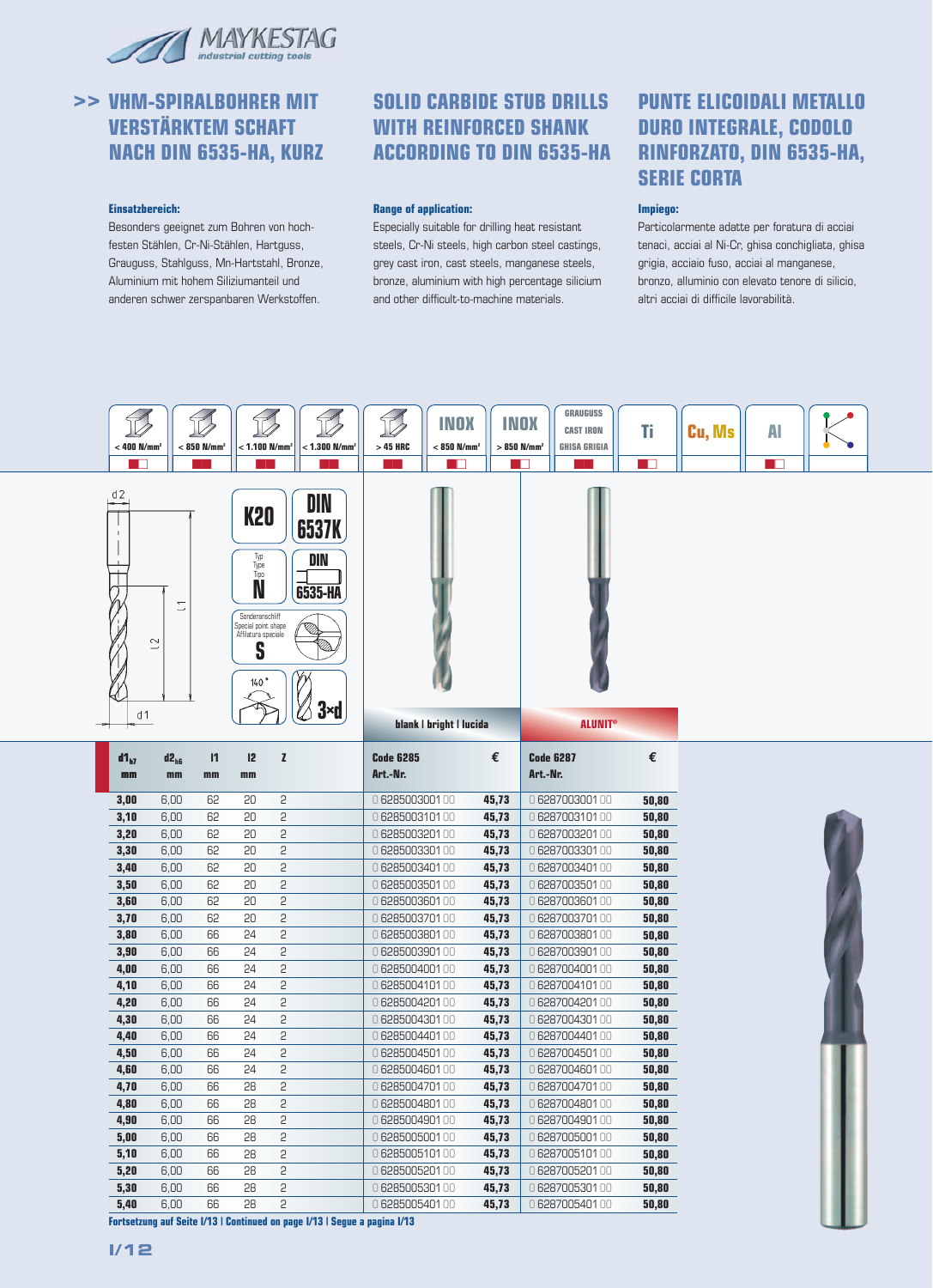# >> VHM-SPIRALBOHRER MIT VERSTÄRKTEM SCHAFT NACH DIN 6535-HA, KURZ

# SOLID CARBIDE STUB DRILLS WITH REINFORCED SHANK ACCORDING TO DIN 6535-HA

# PUNTE ELICOIDALI METALLO DURO INTEGRALE, CODOLO RINFORZATO, DIN 6535-HA, SERIE CORTA

**Einsatzbereich:**
Besonders geeignet zum Bohren von hochfesten Stählen, Cr-Ni-Stählen, Hartguss, Grauguss, Stahlguss, Mn-Hartstahl, Bronze, Aluminium mit hohem Siliziumanteil und anderen schwer zerspanbaren Werkstoffen.

**Range of application:**
Especially suitable for drilling heat resistant steels, Cr-Ni steels, high carbon steel castings, grey cast iron, cast steels, manganese steels, bronze, aluminium with high percentage silicium and other difficult-to-machine materials.

**Impiego:**
Particolarmente adatte per foratura di acciai tenaci, acciai al Ni-Cr, ghisa conchigliata, ghisa grigia, acciaio fuso, acciai al manganese, bronzo, alluminio con elevato tenore di silicio, altri acciai di difficile lavorabilità.

| < 400 N/mm² | < 850 N/mm² | < 1.100 N/mm² | < 1.300 N/mm² | > 45 HRC | INOX < 850 N/mm² | INOX > 850 N/mm² | GRAUGUSS CAST IRON GHISA GRIGIA | Ti | Cu, Ms | Al |
|---|---|---|---|---|---|---|---|---|---|---|

K20 | DIN 6537K | Typ / Type / Tipo N | DIN 6535-HA | Sonderanschliff / Special point shape / Affilatura speciale S | 140° | 3×d

| $d1_{h7}$ mm | $d2_{h6}$ mm | l1 mm | l2 mm | z | blank \| bright \| lucida Code 6285 Art.-Nr. | € | ALUNIT® Code 6287 Art.-Nr. | € |
|---|---|---|---|---|---|---|---|---|
| 3,00 | 6,00 | 62 | 20 | 2 | 0 6285003001 00 | 45,73 | 0 6287003001 00 | 50,80 |
| 3,10 | 6,00 | 62 | 20 | 2 | 0 6285003101 00 | 45,73 | 0 6287003101 00 | 50,80 |
| 3,20 | 6,00 | 62 | 20 | 2 | 0 6285003201 00 | 45,73 | 0 6287003201 00 | 50,80 |
| 3,30 | 6,00 | 62 | 20 | 2 | 0 6285003301 00 | 45,73 | 0 6287003301 00 | 50,80 |
| 3,40 | 6,00 | 62 | 20 | 2 | 0 6285003401 00 | 45,73 | 0 6287003401 00 | 50,80 |
| 3,50 | 6,00 | 62 | 20 | 2 | 0 6285003501 00 | 45,73 | 0 6287003501 00 | 50,80 |
| 3,60 | 6,00 | 62 | 20 | 2 | 0 6285003601 00 | 45,73 | 0 6287003601 00 | 50,80 |
| 3,70 | 6,00 | 62 | 20 | 2 | 0 6285003701 00 | 45,73 | 0 6287003701 00 | 50,80 |
| 3,80 | 6,00 | 66 | 24 | 2 | 0 6285003801 00 | 45,73 | 0 6287003801 00 | 50,80 |
| 3,90 | 6,00 | 66 | 24 | 2 | 0 6285003901 00 | 45,73 | 0 6287003901 00 | 50,80 |
| 4,00 | 6,00 | 66 | 24 | 2 | 0 6285004001 00 | 45,73 | 0 6287004001 00 | 50,80 |
| 4,10 | 6,00 | 66 | 24 | 2 | 0 6285004101 00 | 45,73 | 0 6287004101 00 | 50,80 |
| 4,20 | 6,00 | 66 | 24 | 2 | 0 6285004201 00 | 45,73 | 0 6287004201 00 | 50,80 |
| 4,30 | 6,00 | 66 | 24 | 2 | 0 6285004301 00 | 45,73 | 0 6287004301 00 | 50,80 |
| 4,40 | 6,00 | 66 | 24 | 2 | 0 6285004401 00 | 45,73 | 0 6287004401 00 | 50,80 |
| 4,50 | 6,00 | 66 | 24 | 2 | 0 6285004501 00 | 45,73 | 0 6287004501 00 | 50,80 |
| 4,60 | 6,00 | 66 | 24 | 2 | 0 6285004601 00 | 45,73 | 0 6287004601 00 | 50,80 |
| 4,70 | 6,00 | 66 | 28 | 2 | 0 6285004701 00 | 45,73 | 0 6287004701 00 | 50,80 |
| 4,80 | 6,00 | 66 | 28 | 2 | 0 6285004801 00 | 45,73 | 0 6287004801 00 | 50,80 |
| 4,90 | 6,00 | 66 | 28 | 2 | 0 6285004901 00 | 45,73 | 0 6287004901 00 | 50,80 |
| 5,00 | 6,00 | 66 | 28 | 2 | 0 6285005001 00 | 45,73 | 0 6287005001 00 | 50,80 |
| 5,10 | 6,00 | 66 | 28 | 2 | 0 6285005101 00 | 45,73 | 0 6287005101 00 | 50,80 |
| 5,20 | 6,00 | 66 | 28 | 2 | 0 6285005201 00 | 45,73 | 0 6287005201 00 | 50,80 |
| 5,30 | 6,00 | 66 | 28 | 2 | 0 6285005301 00 | 45,73 | 0 6287005301 00 | 50,80 |
| 5,40 | 6,00 | 66 | 28 | 2 | 0 6285005401 00 | 45,73 | 0 6287005401 00 | 50,80 |

**Fortsetzung auf Seite I/13 | Continued on page I/13 | Segue a pagina I/13**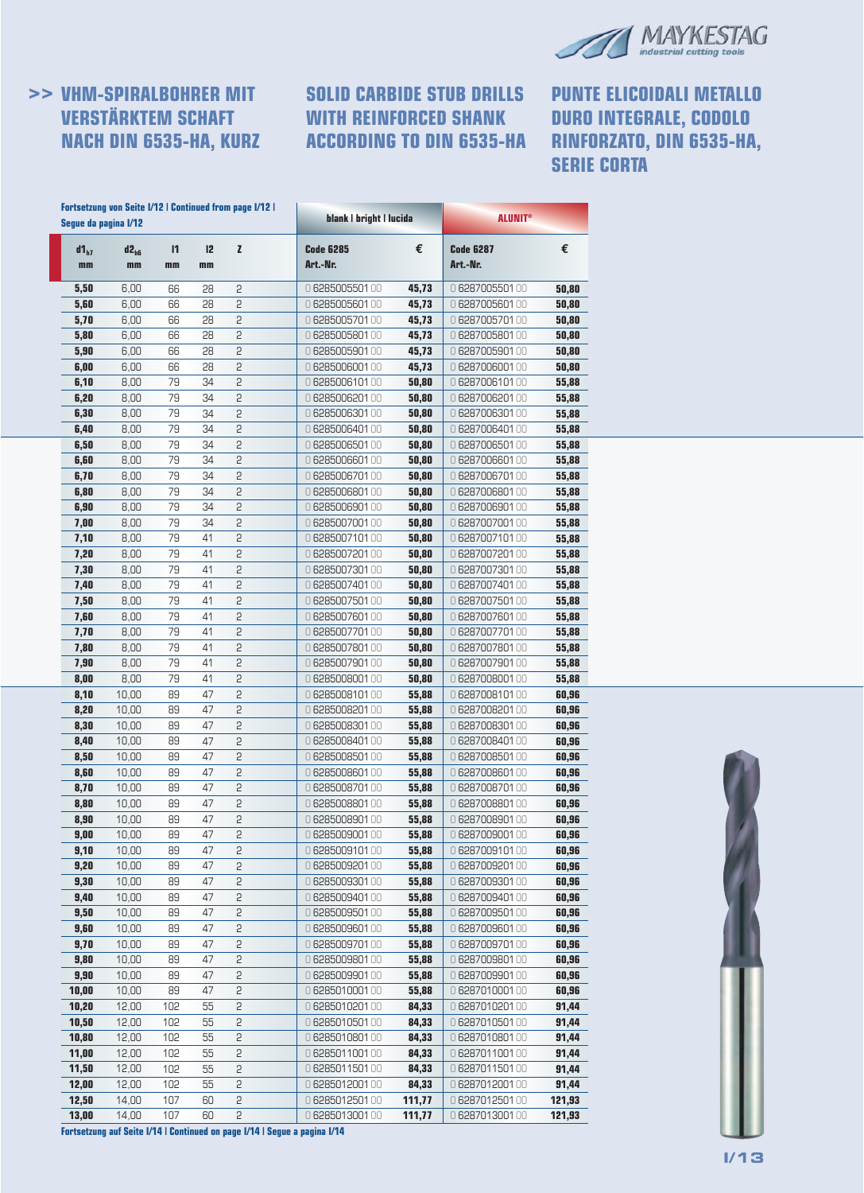# >> VHM-SPIRALBOHRER MIT VERSTÄRKTEM SCHAFT NACH DIN 6535-HA, KURZ

# SOLID CARBIDE STUB DRILLS WITH REINFORCED SHANK ACCORDING TO DIN 6535-HA

# PUNTE ELICOIDALI METALLO DURO INTEGRALE, CODOLO RINFORZATO, DIN 6535-HA, SERIE CORTA

**Fortsetzung von Seite I/12 | Continued from page I/12 | Segue da pagina I/12**

| $d1_{h7}$ mm | $d2_{h6}$ mm | l1 mm | l2 mm | Z | blank \| bright \| lucida Code 6285 Art.-Nr. | € | ALUNIT® Code 6287 Art.-Nr. | € |
|---|---|---|---|---|---|---|---|---|
| 5,50 | 6,00 | 66 | 28 | 2 | 0 6285005501 00 | 45,73 | 0 6287005501 00 | 50,80 |
| 5,60 | 6,00 | 66 | 28 | 2 | 0 6285005601 00 | 45,73 | 0 6287005601 00 | 50,80 |
| 5,70 | 6,00 | 66 | 28 | 2 | 0 6285005701 00 | 45,73 | 0 6287005701 00 | 50,80 |
| 5,80 | 6,00 | 66 | 28 | 2 | 0 6285005801 00 | 45,73 | 0 6287005801 00 | 50,80 |
| 5,90 | 6,00 | 66 | 28 | 2 | 0 6285005901 00 | 45,73 | 0 6287005901 00 | 50,80 |
| 6,00 | 6,00 | 66 | 28 | 2 | 0 6285006001 00 | 45,73 | 0 6287006001 00 | 50,80 |
| 6,10 | 8,00 | 79 | 34 | 2 | 0 6285006101 00 | 50,80 | 0 6287006101 00 | 55,88 |
| 6,20 | 8,00 | 79 | 34 | 2 | 0 6285006201 00 | 50,80 | 0 6287006201 00 | 55,88 |
| 6,30 | 8,00 | 79 | 34 | 2 | 0 6285006301 00 | 50,80 | 0 6287006301 00 | 55,88 |
| 6,40 | 8,00 | 79 | 34 | 2 | 0 6285006401 00 | 50,80 | 0 6287006401 00 | 55,88 |
| 6,50 | 8,00 | 79 | 34 | 2 | 0 6285006501 00 | 50,80 | 0 6287006501 00 | 55,88 |
| 6,60 | 8,00 | 79 | 34 | 2 | 0 6285006601 00 | 50,80 | 0 6287006601 00 | 55,88 |
| 6,70 | 8,00 | 79 | 34 | 2 | 0 6285006701 00 | 50,80 | 0 6287006701 00 | 55,88 |
| 6,80 | 8,00 | 79 | 34 | 2 | 0 6285006801 00 | 50,80 | 0 6287006801 00 | 55,88 |
| 6,90 | 8,00 | 79 | 34 | 2 | 0 6285006901 00 | 50,80 | 0 6287006901 00 | 55,88 |
| 7,00 | 8,00 | 79 | 34 | 2 | 0 6285007001 00 | 50,80 | 0 6287007001 00 | 55,88 |
| 7,10 | 8,00 | 79 | 41 | 2 | 0 6285007101 00 | 50,80 | 0 6287007101 00 | 55,88 |
| 7,20 | 8,00 | 79 | 41 | 2 | 0 6285007201 00 | 50,80 | 0 6287007201 00 | 55,88 |
| 7,30 | 8,00 | 79 | 41 | 2 | 0 6285007301 00 | 50,80 | 0 6287007301 00 | 55,88 |
| 7,40 | 8,00 | 79 | 41 | 2 | 0 6285007401 00 | 50,80 | 0 6287007401 00 | 55,88 |
| 7,50 | 8,00 | 79 | 41 | 2 | 0 6285007501 00 | 50,80 | 0 6287007501 00 | 55,88 |
| 7,60 | 8,00 | 79 | 41 | 2 | 0 6285007601 00 | 50,80 | 0 6287007601 00 | 55,88 |
| 7,70 | 8,00 | 79 | 41 | 2 | 0 6285007701 00 | 50,80 | 0 6287007701 00 | 55,88 |
| 7,80 | 8,00 | 79 | 41 | 2 | 0 6285007801 00 | 50,80 | 0 6287007801 00 | 55,88 |
| 7,90 | 8,00 | 79 | 41 | 2 | 0 6285007901 00 | 50,80 | 0 6287007901 00 | 55,88 |
| 8,00 | 8,00 | 79 | 41 | 2 | 0 6285008001 00 | 50,80 | 0 6287008001 00 | 55,88 |
| 8,10 | 10,00 | 89 | 47 | 2 | 0 6285008101 00 | 55,88 | 0 6287008101 00 | 60,96 |
| 8,20 | 10,00 | 89 | 47 | 2 | 0 6285008201 00 | 55,88 | 0 6287008201 00 | 60,96 |
| 8,30 | 10,00 | 89 | 47 | 2 | 0 6285008301 00 | 55,88 | 0 6287008301 00 | 60,96 |
| 8,40 | 10,00 | 89 | 47 | 2 | 0 6285008401 00 | 55,88 | 0 6287008401 00 | 60,96 |
| 8,50 | 10,00 | 89 | 47 | 2 | 0 6285008501 00 | 55,88 | 0 6287008501 00 | 60,96 |
| 8,60 | 10,00 | 89 | 47 | 2 | 0 6285008601 00 | 55,88 | 0 6287008601 00 | 60,96 |
| 8,70 | 10,00 | 89 | 47 | 2 | 0 6285008701 00 | 55,88 | 0 6287008701 00 | 60,96 |
| 8,80 | 10,00 | 89 | 47 | 2 | 0 6285008801 00 | 55,88 | 0 6287008801 00 | 60,96 |
| 8,90 | 10,00 | 89 | 47 | 2 | 0 6285008901 00 | 55,88 | 0 6287008901 00 | 60,96 |
| 9,00 | 10,00 | 89 | 47 | 2 | 0 6285009001 00 | 55,88 | 0 6287009001 00 | 60,96 |
| 9,10 | 10,00 | 89 | 47 | 2 | 0 6285009101 00 | 55,88 | 0 6287009101 00 | 60,96 |
| 9,20 | 10,00 | 89 | 47 | 2 | 0 6285009201 00 | 55,88 | 0 6287009201 00 | 60,96 |
| 9,30 | 10,00 | 89 | 47 | 2 | 0 6285009301 00 | 55,88 | 0 6287009301 00 | 60,96 |
| 9,40 | 10,00 | 89 | 47 | 2 | 0 6285009401 00 | 55,88 | 0 6287009401 00 | 60,96 |
| 9,50 | 10,00 | 89 | 47 | 2 | 0 6285009501 00 | 55,88 | 0 6287009501 00 | 60,96 |
| 9,60 | 10,00 | 89 | 47 | 2 | 0 6285009601 00 | 55,88 | 0 6287009601 00 | 60,96 |
| 9,70 | 10,00 | 89 | 47 | 2 | 0 6285009701 00 | 55,88 | 0 6287009701 00 | 60,96 |
| 9,80 | 10,00 | 89 | 47 | 2 | 0 6285009801 00 | 55,88 | 0 6287009801 00 | 60,96 |
| 9,90 | 10,00 | 89 | 47 | 2 | 0 6285009901 00 | 55,88 | 0 6287009901 00 | 60,96 |
| 10,00 | 10,00 | 89 | 47 | 2 | 0 6285010001 00 | 55,88 | 0 6287010001 00 | 60,96 |
| 10,20 | 12,00 | 102 | 55 | 2 | 0 6285010201 00 | 84,33 | 0 6287010201 00 | 91,44 |
| 10,50 | 12,00 | 102 | 55 | 2 | 0 6285010501 00 | 84,33 | 0 6287010501 00 | 91,44 |
| 10,80 | 12,00 | 102 | 55 | 2 | 0 6285010801 00 | 84,33 | 0 6287010801 00 | 91,44 |
| 11,00 | 12,00 | 102 | 55 | 2 | 0 6285011001 00 | 84,33 | 0 6287011001 00 | 91,44 |
| 11,50 | 12,00 | 102 | 55 | 2 | 0 6285011501 00 | 84,33 | 0 6287011501 00 | 91,44 |
| 12,00 | 12,00 | 102 | 55 | 2 | 0 6285012001 00 | 84,33 | 0 6287012001 00 | 91,44 |
| 12,50 | 14,00 | 107 | 60 | 2 | 0 6285012501 00 | 111,77 | 0 6287012501 00 | 121,93 |
| 13,00 | 14,00 | 107 | 60 | 2 | 0 6285013001 00 | 111,77 | 0 6287013001 00 | 121,93 |

**Fortsetzung auf Seite I/14 | Continued on page I/14 | Segue a pagina I/14**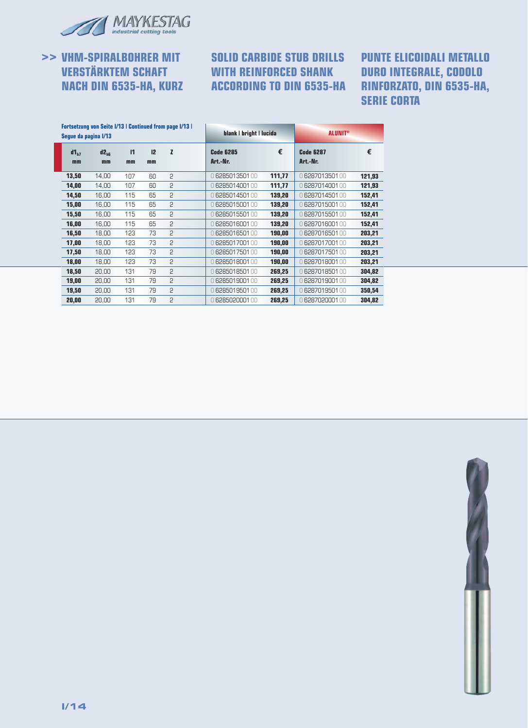# >> VHM-SPIRALBOHRER MIT VERSTÄRKTEM SCHAFT NACH DIN 6535-HA, KURZ

# SOLID CARBIDE STUB DRILLS WITH REINFORCED SHANK ACCORDING TO DIN 6535-HA

# PUNTE ELICOIDALI METALLO DURO INTEGRALE, CODOLO RINFORZATO, DIN 6535-HA, SERIE CORTA

**Fortsetzung von Seite I/13 | Continued from page I/13 | Segue da pagina I/13**

| | | | | | blank \| bright \| lucida | | ALUNIT® | |
|---|---|---|---|---|---|---|---|---|
| $d1_{h7}$ mm | $d2_{h6}$ mm | l1 mm | l2 mm | Z | Code 6285 Art.-Nr. | € | Code 6287 Art.-Nr. | € |
| **13,50** | 14,00 | 107 | 60 | 2 | 0 6285013501 00 | **111,77** | 0 6287013501 00 | **121,93** |
| **14,00** | 14,00 | 107 | 60 | 2 | 0 6285014001 00 | **111,77** | 0 6287014001 00 | **121,93** |
| **14,50** | 16,00 | 115 | 65 | 2 | 0 6285014501 00 | **139,20** | 0 6287014501 00 | **152,41** |
| **15,00** | 16,00 | 115 | 65 | 2 | 0 6285015001 00 | **139,20** | 0 6287015001 00 | **152,41** |
| **15,50** | 16,00 | 115 | 65 | 2 | 0 6285015501 00 | **139,20** | 0 6287015501 00 | **152,41** |
| **16,00** | 16,00 | 115 | 65 | 2 | 0 6285016001 00 | **139,20** | 0 6287016001 00 | **152,41** |
| **16,50** | 18,00 | 123 | 73 | 2 | 0 6285016501 00 | **190,00** | 0 6287016501 00 | **203,21** |
| **17,00** | 18,00 | 123 | 73 | 2 | 0 6285017001 00 | **190,00** | 0 6287017001 00 | **203,21** |
| **17,50** | 18,00 | 123 | 73 | 2 | 0 6285017501 00 | **190,00** | 0 6287017501 00 | **203,21** |
| **18,00** | 18,00 | 123 | 73 | 2 | 0 6285018001 00 | **190,00** | 0 6287018001 00 | **203,21** |
| **18,50** | 20,00 | 131 | 79 | 2 | 0 6285018501 00 | **269,25** | 0 6287018501 00 | **304,82** |
| **19,00** | 20,00 | 131 | 79 | 2 | 0 6285019001 00 | **269,25** | 0 6287019001 00 | **304,82** |
| **19,50** | 20,00 | 131 | 79 | 2 | 0 6285019501 00 | **269,25** | 0 6287019501 00 | **350,54** |
| **20,00** | 20,00 | 131 | 79 | 2 | 0 6285020001 00 | **269,25** | 0 6287020001 00 | **304,82** |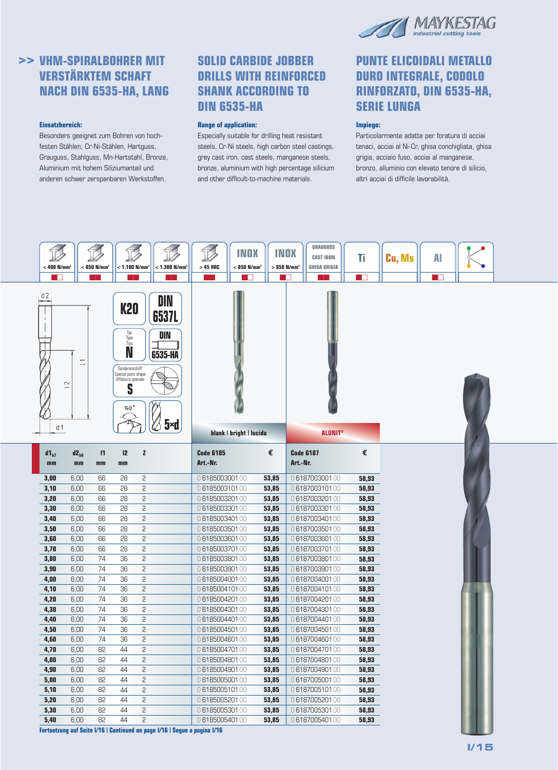# >> VHM-SPIRALBOHRER MIT VERSTÄRKTEM SCHAFT NACH DIN 6535-HA, LANG

**Einsatzbereich:**
Besonders geeignet zum Bohren von hochfesten Stählen, Cr-Ni-Stählen, Hartguss, Grauguss, Stahlguss, Mn-Hartstahl, Bronze, Aluminium mit hohem Siliziumanteil und anderen schwer zerspanbaren Werkstoffen.

# SOLID CARBIDE JOBBER DRILLS WITH REINFORCED SHANK ACCORDING TO DIN 6535-HA

**Range of application:**
Especially suitable for drilling heat resistant steels, Cr-Ni steels, high carbon steel castings, grey cast iron, cast steels, manganese steels, bronze, aluminium with high percentage silicium and other difficult-to-machine materials.

# PUNTE ELICOIDALI METALLO DURO INTEGRALE, CODOLO RINFORZATO, DIN 6535-HA, SERIE LUNGA

**Impiego:**
Particolarmente adatte per foratura di acciai tenaci, acciai al Ni-Cr, ghisa conchigliata, ghisa grigia, acciaio fuso, acciai al manganese, bronzo, alluminio con elevato tenore di silicio, altri acciai di difficile lavorabilità.

< 400 N/mm² | < 850 N/mm² | < 1.100 N/mm² | < 1.300 N/mm² | > 45 HRC | INOX < 850 N/mm² | INOX > 850 N/mm² | GRAUGUSS CAST IRON GHISA GRIGIA | Ti | Cu, Ms | Al

K20 | DIN 6537L | Typ Type Tipo N | DIN 6535-HA | Sonderanschliff Special point shape Affilatura speciale S | 140° | 5×d

blank | bright | lucida — ALUNIT®

| $d1_{h7}$ mm | $d2_{h6}$ mm | l1 mm | l2 mm | Z | Code 6185 Art.-Nr. | € | Code 6187 Art.-Nr. | € |
|---|---|---|---|---|---|---|---|---|
| 3,00 | 6,00 | 66 | 28 | 2 | 0 6185003001 00 | 53,85 | 0 6187003001 00 | 58,93 |
| 3,10 | 6,00 | 66 | 28 | 2 | 0 6185003101 00 | 53,85 | 0 6187003101 00 | 58,93 |
| 3,20 | 6,00 | 66 | 28 | 2 | 0 6185003201 00 | 53,85 | 0 6187003201 00 | 58,93 |
| 3,30 | 6,00 | 66 | 28 | 2 | 0 6185003301 00 | 53,85 | 0 6187003301 00 | 58,93 |
| 3,40 | 6,00 | 66 | 28 | 2 | 0 6185003401 00 | 53,85 | 0 6187003401 00 | 58,93 |
| 3,50 | 6,00 | 66 | 28 | 2 | 0 6185003501 00 | 53,85 | 0 6187003501 00 | 58,93 |
| 3,60 | 6,00 | 66 | 28 | 2 | 0 6185003601 00 | 53,85 | 0 6187003601 00 | 58,93 |
| 3,70 | 6,00 | 66 | 28 | 2 | 0 6185003701 00 | 53,85 | 0 6187003701 00 | 58,93 |
| 3,80 | 6,00 | 74 | 36 | 2 | 0 6185003801 00 | 53,85 | 0 6187003801 00 | 58,93 |
| 3,90 | 6,00 | 74 | 36 | 2 | 0 6185003901 00 | 53,85 | 0 6187003901 00 | 58,93 |
| 4,00 | 6,00 | 74 | 36 | 2 | 0 6185004001 00 | 53,85 | 0 6187004001 00 | 58,93 |
| 4,10 | 6,00 | 74 | 36 | 2 | 0 6185004101 00 | 53,85 | 0 6187004101 00 | 58,93 |
| 4,20 | 6,00 | 74 | 36 | 2 | 0 6185004201 00 | 53,85 | 0 6187004201 00 | 58,93 |
| 4,30 | 6,00 | 74 | 36 | 2 | 0 6185004301 00 | 53,85 | 0 6187004301 00 | 58,93 |
| 4,40 | 6,00 | 74 | 36 | 2 | 0 6185004401 00 | 53,85 | 0 6187004401 00 | 58,93 |
| 4,50 | 6,00 | 74 | 36 | 2 | 0 6185004501 00 | 53,85 | 0 6187004501 00 | 58,93 |
| 4,60 | 6,00 | 74 | 36 | 2 | 0 6185004601 00 | 53,85 | 0 6187004601 00 | 58,93 |
| 4,70 | 6,00 | 82 | 44 | 2 | 0 6185004701 00 | 53,85 | 0 6187004701 00 | 58,93 |
| 4,80 | 6,00 | 82 | 44 | 2 | 0 6185004801 00 | 53,85 | 0 6187004801 00 | 58,93 |
| 4,90 | 6,00 | 82 | 44 | 2 | 0 6185004901 00 | 53,85 | 0 6187004901 00 | 58,93 |
| 5,00 | 6,00 | 82 | 44 | 2 | 0 6185005001 00 | 53,85 | 0 6187005001 00 | 58,93 |
| 5,10 | 6,00 | 82 | 44 | 2 | 0 6185005101 00 | 53,85 | 0 6187005101 00 | 58,93 |
| 5,20 | 6,00 | 82 | 44 | 2 | 0 6185005201 00 | 53,85 | 0 6187005201 00 | 58,93 |
| 5,30 | 6,00 | 82 | 44 | 2 | 0 6185005301 00 | 53,85 | 0 6187005301 00 | 58,93 |
| 5,40 | 6,00 | 82 | 44 | 2 | 0 6185005401 00 | 53,85 | 0 6187005401 00 | 58,93 |

**Fortsetzung auf Seite I/16 | Continued on page I/16 | Segue a pagina I/16**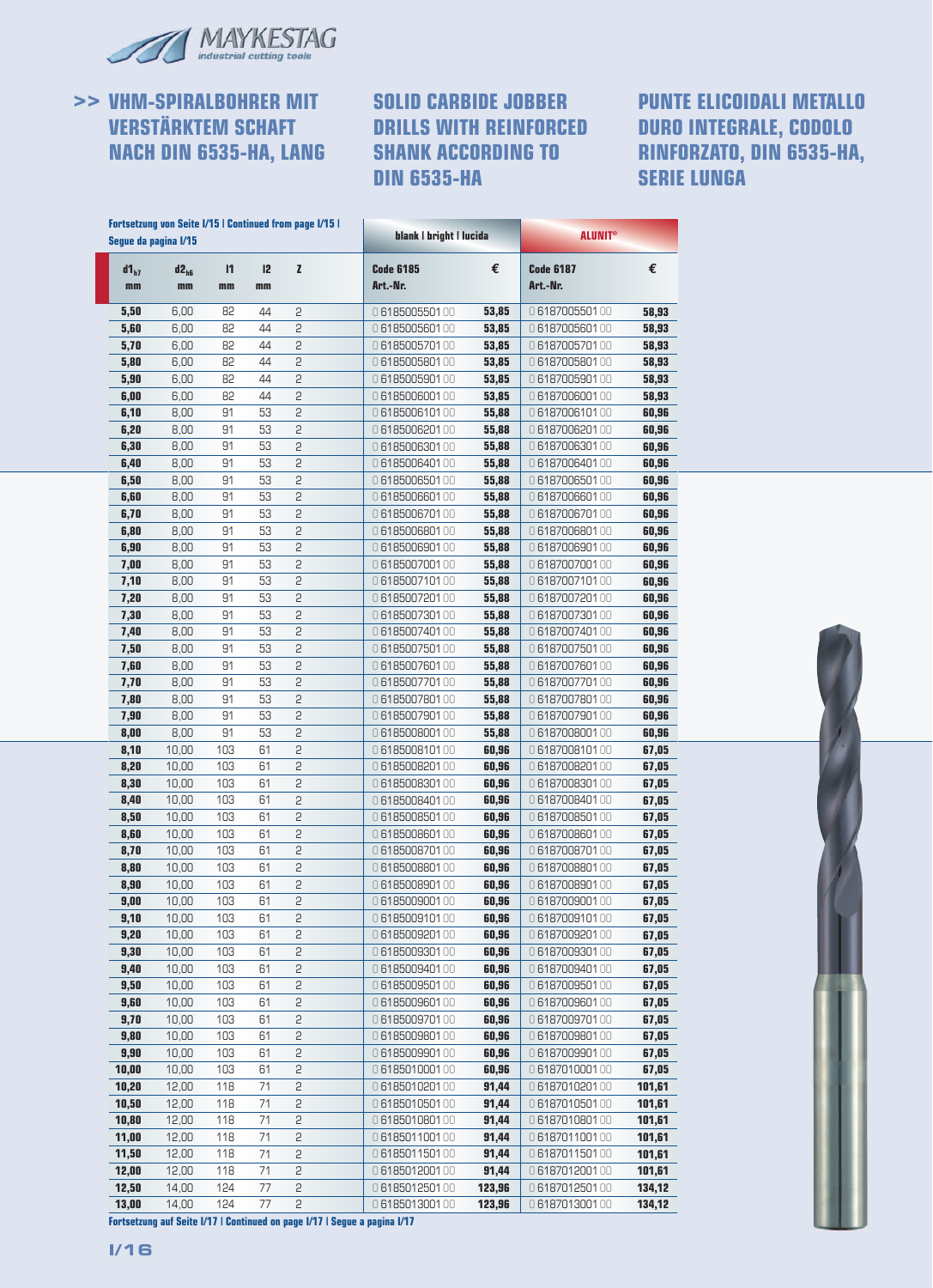## >> VHM-SPIRALBOHRER MIT VERSTÄRKTEM SCHAFT NACH DIN 6535-HA, LANG

## SOLID CARBIDE JOBBER DRILLS WITH REINFORCED SHANK ACCORDING TO DIN 6535-HA

## PUNTE ELICOIDALI METALLO DURO INTEGRALE, CODOLO RINFORZATO, DIN 6535-HA, SERIE LUNGA

Fortsetzung von Seite I/15 | Continued from page I/15 | Segue da pagina I/15

| | | | | | blank \| bright \| lucida | | ALUNIT® | |
|---|---|---|---|---|---|---|---|---|
| $d1_{h7}$ mm | $d2_{h6}$ mm | l1 mm | l2 mm | Z | Code 6185 Art.-Nr. | € | Code 6187 Art.-Nr. | € |
| **5,50** | 6,00 | 82 | 44 | 2 | 0 6185005501 00 | **53,85** | 0 6187005501 00 | **58,93** |
| **5,60** | 6,00 | 82 | 44 | 2 | 0 6185005601 00 | **53,85** | 0 6187005601 00 | **58,93** |
| **5,70** | 6,00 | 82 | 44 | 2 | 0 6185005701 00 | **53,85** | 0 6187005701 00 | **58,93** |
| **5,80** | 6,00 | 82 | 44 | 2 | 0 6185005801 00 | **53,85** | 0 6187005801 00 | **58,93** |
| **5,90** | 6,00 | 82 | 44 | 2 | 0 6185005901 00 | **53,85** | 0 6187005901 00 | **58,93** |
| **6,00** | 6,00 | 82 | 44 | 2 | 0 6185006001 00 | **53,85** | 0 6187006001 00 | **58,93** |
| **6,10** | 8,00 | 91 | 53 | 2 | 0 6185006101 00 | **55,88** | 0 6187006101 00 | **60,96** |
| **6,20** | 8,00 | 91 | 53 | 2 | 0 6185006201 00 | **55,88** | 0 6187006201 00 | **60,96** |
| **6,30** | 8,00 | 91 | 53 | 2 | 0 6185006301 00 | **55,88** | 0 6187006301 00 | **60,96** |
| **6,40** | 8,00 | 91 | 53 | 2 | 0 6185006401 00 | **55,88** | 0 6187006401 00 | **60,96** |
| **6,50** | 8,00 | 91 | 53 | 2 | 0 6185006501 00 | **55,88** | 0 6187006501 00 | **60,96** |
| **6,60** | 8,00 | 91 | 53 | 2 | 0 6185006601 00 | **55,88** | 0 6187006601 00 | **60,96** |
| **6,70** | 8,00 | 91 | 53 | 2 | 0 6185006701 00 | **55,88** | 0 6187006701 00 | **60,96** |
| **6,80** | 8,00 | 91 | 53 | 2 | 0 6185006801 00 | **55,88** | 0 6187006801 00 | **60,96** |
| **6,90** | 8,00 | 91 | 53 | 2 | 0 6185006901 00 | **55,88** | 0 6187006901 00 | **60,96** |
| **7,00** | 8,00 | 91 | 53 | 2 | 0 6185007001 00 | **55,88** | 0 6187007001 00 | **60,96** |
| **7,10** | 8,00 | 91 | 53 | 2 | 0 6185007101 00 | **55,88** | 0 6187007101 00 | **60,96** |
| **7,20** | 8,00 | 91 | 53 | 2 | 0 6185007201 00 | **55,88** | 0 6187007201 00 | **60,96** |
| **7,30** | 8,00 | 91 | 53 | 2 | 0 6185007301 00 | **55,88** | 0 6187007301 00 | **60,96** |
| **7,40** | 8,00 | 91 | 53 | 2 | 0 6185007401 00 | **55,88** | 0 6187007401 00 | **60,96** |
| **7,50** | 8,00 | 91 | 53 | 2 | 0 6185007501 00 | **55,88** | 0 6187007501 00 | **60,96** |
| **7,60** | 8,00 | 91 | 53 | 2 | 0 6185007601 00 | **55,88** | 0 6187007601 00 | **60,96** |
| **7,70** | 8,00 | 91 | 53 | 2 | 0 6185007701 00 | **55,88** | 0 6187007701 00 | **60,96** |
| **7,80** | 8,00 | 91 | 53 | 2 | 0 6185007801 00 | **55,88** | 0 6187007801 00 | **60,96** |
| **7,90** | 8,00 | 91 | 53 | 2 | 0 6185007901 00 | **55,88** | 0 6187007901 00 | **60,96** |
| **8,00** | 8,00 | 91 | 53 | 2 | 0 6185008001 00 | **55,88** | 0 6187008001 00 | **60,96** |
| **8,10** | 10,00 | 103 | 61 | 2 | 0 6185008101 00 | **60,96** | 0 6187008101 00 | **67,05** |
| **8,20** | 10,00 | 103 | 61 | 2 | 0 6185008201 00 | **60,96** | 0 6187008201 00 | **67,05** |
| **8,30** | 10,00 | 103 | 61 | 2 | 0 6185008301 00 | **60,96** | 0 6187008301 00 | **67,05** |
| **8,40** | 10,00 | 103 | 61 | 2 | 0 6185008401 00 | **60,96** | 0 6187008401 00 | **67,05** |
| **8,50** | 10,00 | 103 | 61 | 2 | 0 6185008501 00 | **60,96** | 0 6187008501 00 | **67,05** |
| **8,60** | 10,00 | 103 | 61 | 2 | 0 6185008601 00 | **60,96** | 0 6187008601 00 | **67,05** |
| **8,70** | 10,00 | 103 | 61 | 2 | 0 6185008701 00 | **60,96** | 0 6187008701 00 | **67,05** |
| **8,80** | 10,00 | 103 | 61 | 2 | 0 6185008801 00 | **60,96** | 0 6187008801 00 | **67,05** |
| **8,90** | 10,00 | 103 | 61 | 2 | 0 6185008901 00 | **60,96** | 0 6187008901 00 | **67,05** |
| **9,00** | 10,00 | 103 | 61 | 2 | 0 6185009001 00 | **60,96** | 0 6187009001 00 | **67,05** |
| **9,10** | 10,00 | 103 | 61 | 2 | 0 6185009101 00 | **60,96** | 0 6187009101 00 | **67,05** |
| **9,20** | 10,00 | 103 | 61 | 2 | 0 6185009201 00 | **60,96** | 0 6187009201 00 | **67,05** |
| **9,30** | 10,00 | 103 | 61 | 2 | 0 6185009301 00 | **60,96** | 0 6187009301 00 | **67,05** |
| **9,40** | 10,00 | 103 | 61 | 2 | 0 6185009401 00 | **60,96** | 0 6187009401 00 | **67,05** |
| **9,50** | 10,00 | 103 | 61 | 2 | 0 6185009501 00 | **60,96** | 0 6187009501 00 | **67,05** |
| **9,60** | 10,00 | 103 | 61 | 2 | 0 6185009601 00 | **60,96** | 0 6187009601 00 | **67,05** |
| **9,70** | 10,00 | 103 | 61 | 2 | 0 6185009701 00 | **60,96** | 0 6187009701 00 | **67,05** |
| **9,80** | 10,00 | 103 | 61 | 2 | 0 6185009801 00 | **60,96** | 0 6187009801 00 | **67,05** |
| **9,90** | 10,00 | 103 | 61 | 2 | 0 6185009901 00 | **60,96** | 0 6187009901 00 | **67,05** |
| **10,00** | 10,00 | 103 | 61 | 2 | 0 6185010001 00 | **60,96** | 0 6187010001 00 | **67,05** |
| **10,20** | 12,00 | 118 | 71 | 2 | 0 6185010201 00 | **91,44** | 0 6187010201 00 | **101,61** |
| **10,50** | 12,00 | 118 | 71 | 2 | 0 6185010501 00 | **91,44** | 0 6187010501 00 | **101,61** |
| **10,80** | 12,00 | 118 | 71 | 2 | 0 6185010801 00 | **91,44** | 0 6187010801 00 | **101,61** |
| **11,00** | 12,00 | 118 | 71 | 2 | 0 6185011001 00 | **91,44** | 0 6187011001 00 | **101,61** |
| **11,50** | 12,00 | 118 | 71 | 2 | 0 6185011501 00 | **91,44** | 0 6187011501 00 | **101,61** |
| **12,00** | 12,00 | 118 | 71 | 2 | 0 6185012001 00 | **91,44** | 0 6187012001 00 | **101,61** |
| **12,50** | 14,00 | 124 | 77 | 2 | 0 6185012501 00 | **123,96** | 0 6187012501 00 | **134,12** |
| **13,00** | 14,00 | 124 | 77 | 2 | 0 6185013001 00 | **123,96** | 0 6187013001 00 | **134,12** |

Fortsetzung auf Seite I/17 | Continued on page I/17 | Segue a pagina I/17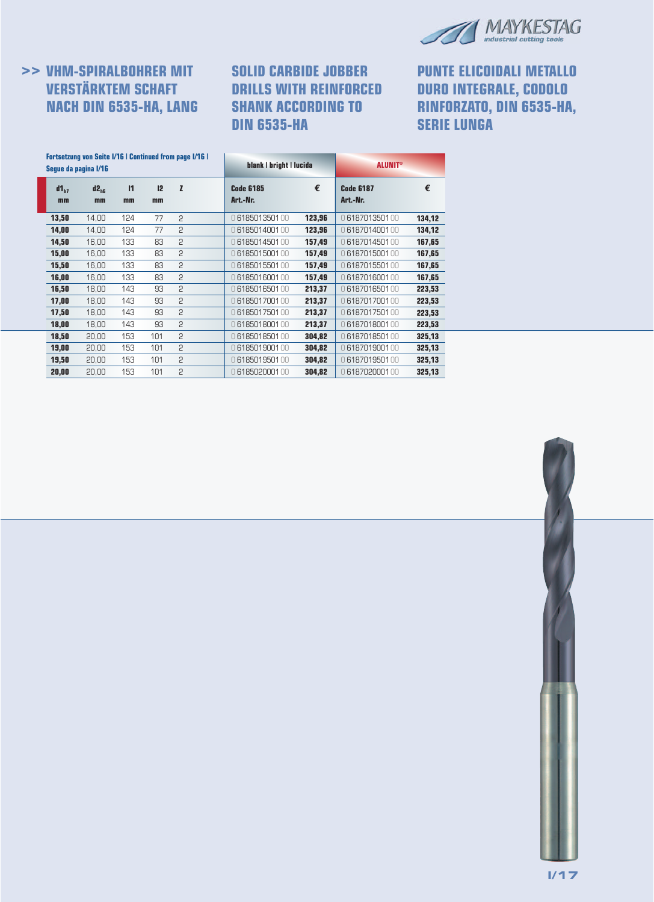# >> VHM-SPIRALBOHRER MIT VERSTÄRKTEM SCHAFT NACH DIN 6535-HA, LANG

# SOLID CARBIDE JOBBER DRILLS WITH REINFORCED SHANK ACCORDING TO DIN 6535-HA

# PUNTE ELICOIDALI METALLO DURO INTEGRALE, CODOLO RINFORZATO, DIN 6535-HA, SERIE LUNGA

**Fortsetzung von Seite I/16 | Continued from page I/16 | Segue da pagina I/16**

| | | | | | blank \| bright \| lucida | | ALUNIT® | |
|---|---|---|---|---|---|---|---|---|
| $d1_{h7}$ mm | $d2_{h6}$ mm | l1 mm | l2 mm | Z | Code 6185 Art.-Nr. | € | Code 6187 Art.-Nr. | € |
| **13,50** | 14,00 | 124 | 77 | 2 | 0 6185013501 00 | **123,96** | 0 6187013501 00 | **134,12** |
| **14,00** | 14,00 | 124 | 77 | 2 | 0 6185014001 00 | **123,96** | 0 6187014001 00 | **134,12** |
| **14,50** | 16,00 | 133 | 83 | 2 | 0 6185014501 00 | **157,49** | 0 6187014501 00 | **167,65** |
| **15,00** | 16,00 | 133 | 83 | 2 | 0 6185015001 00 | **157,49** | 0 6187015001 00 | **167,65** |
| **15,50** | 16,00 | 133 | 83 | 2 | 0 6185015501 00 | **157,49** | 0 6187015501 00 | **167,65** |
| **16,00** | 16,00 | 133 | 83 | 2 | 0 6185016001 00 | **157,49** | 0 6187016001 00 | **167,65** |
| **16,50** | 18,00 | 143 | 93 | 2 | 0 6185016501 00 | **213,37** | 0 6187016501 00 | **223,53** |
| **17,00** | 18,00 | 143 | 93 | 2 | 0 6185017001 00 | **213,37** | 0 6187017001 00 | **223,53** |
| **17,50** | 18,00 | 143 | 93 | 2 | 0 6185017501 00 | **213,37** | 0 6187017501 00 | **223,53** |
| **18,00** | 18,00 | 143 | 93 | 2 | 0 6185018001 00 | **213,37** | 0 6187018001 00 | **223,53** |
| **18,50** | 20,00 | 153 | 101 | 2 | 0 6185018501 00 | **304,82** | 0 6187018501 00 | **325,13** |
| **19,00** | 20,00 | 153 | 101 | 2 | 0 6185019001 00 | **304,82** | 0 6187019001 00 | **325,13** |
| **19,50** | 20,00 | 153 | 101 | 2 | 0 6185019501 00 | **304,82** | 0 6187019501 00 | **325,13** |
| **20,00** | 20,00 | 153 | 101 | 2 | 0 6185020001 00 | **304,82** | 0 6187020001 00 | **325,13** |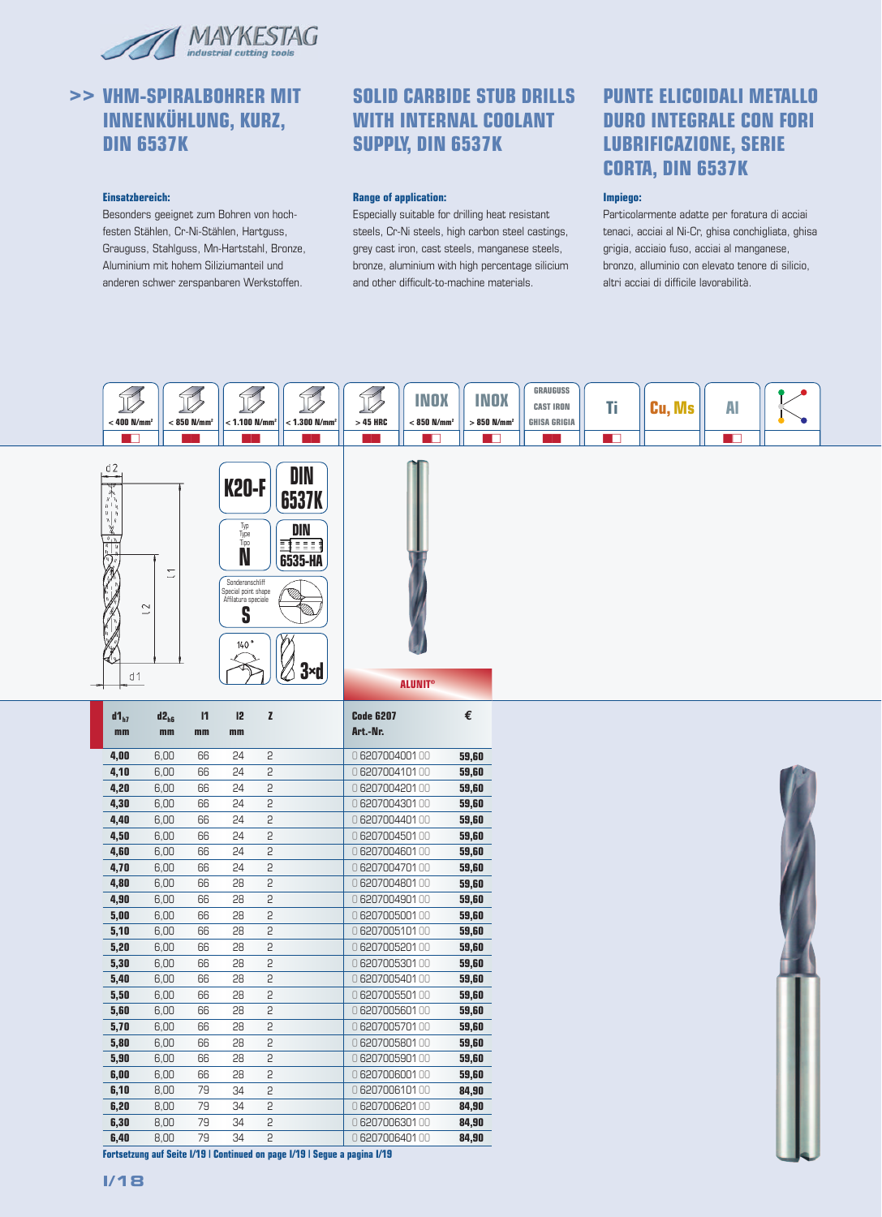MAYKESTAG
industrial cutting tools

## >> VHM-SPIRALBOHRER MIT INNENKÜHLUNG, KURZ, DIN 6537K

## SOLID CARBIDE STUB DRILLS WITH INTERNAL COOLANT SUPPLY, DIN 6537K

## PUNTE ELICOIDALI METALLO DURO INTEGRALE CON FORI LUBRIFICAZIONE, SERIE CORTA, DIN 6537K

**Einsatzbereich:**
Besonders geeignet zum Bohren von hochfesten Stählen, Cr-Ni-Stählen, Hartguss, Grauguss, Stahlguss, Mn-Hartstahl, Bronze, Aluminium mit hohem Siliziumanteil und anderen schwer zerspanbaren Werkstoffen.

**Range of application:**
Especially suitable for drilling heat resistant steels, Cr-Ni steels, high carbon steel castings, grey cast iron, cast steels, manganese steels, bronze, aluminium with high percentage silicium and other difficult-to-machine materials.

**Impiego:**
Particolarmente adatte per foratura di acciai tenaci, acciai al Ni-Cr, ghisa conchigliata, ghisa grigia, acciaio fuso, acciai al manganese, bronzo, alluminio con elevato tenore di silicio, altri acciai di difficile lavorabilità.

| < 400 N/mm² | < 850 N/mm² | < 1.100 N/mm² | < 1.300 N/mm² | > 45 HRC | INOX < 850 N/mm² | INOX > 850 N/mm² | GRAUGUSS CAST IRON GHISA GRIGIA | Ti | Cu, Ms | Al | |
|---|---|---|---|---|---|---|---|---|---|---|---|

K20-F | DIN 6537K | Typ / Type / Tipo N | DIN 6535-HA | Sonderanschliff / Special point shape / Affilatura speciale S | 140° | 3×d

ALUNIT®

| $d1_{h7}$ mm | $d2_{h6}$ mm | l1 mm | l2 mm | Z | Code 6207 Art.-Nr. | € |
|---|---|---|---|---|---|---|
| 4,00 | 6,00 | 66 | 24 | 2 | 0 6207004001 00 | 59,60 |
| 4,10 | 6,00 | 66 | 24 | 2 | 0 6207004101 00 | 59,60 |
| 4,20 | 6,00 | 66 | 24 | 2 | 0 6207004201 00 | 59,60 |
| 4,30 | 6,00 | 66 | 24 | 2 | 0 6207004301 00 | 59,60 |
| 4,40 | 6,00 | 66 | 24 | 2 | 0 6207004401 00 | 59,60 |
| 4,50 | 6,00 | 66 | 24 | 2 | 0 6207004501 00 | 59,60 |
| 4,60 | 6,00 | 66 | 24 | 2 | 0 6207004601 00 | 59,60 |
| 4,70 | 6,00 | 66 | 24 | 2 | 0 6207004701 00 | 59,60 |
| 4,80 | 6,00 | 66 | 28 | 2 | 0 6207004801 00 | 59,60 |
| 4,90 | 6,00 | 66 | 28 | 2 | 0 6207004901 00 | 59,60 |
| 5,00 | 6,00 | 66 | 28 | 2 | 0 6207005001 00 | 59,60 |
| 5,10 | 6,00 | 66 | 28 | 2 | 0 6207005101 00 | 59,60 |
| 5,20 | 6,00 | 66 | 28 | 2 | 0 6207005201 00 | 59,60 |
| 5,30 | 6,00 | 66 | 28 | 2 | 0 6207005301 00 | 59,60 |
| 5,40 | 6,00 | 66 | 28 | 2 | 0 6207005401 00 | 59,60 |
| 5,50 | 6,00 | 66 | 28 | 2 | 0 6207005501 00 | 59,60 |
| 5,60 | 6,00 | 66 | 28 | 2 | 0 6207005601 00 | 59,60 |
| 5,70 | 6,00 | 66 | 28 | 2 | 0 6207005701 00 | 59,60 |
| 5,80 | 6,00 | 66 | 28 | 2 | 0 6207005801 00 | 59,60 |
| 5,90 | 6,00 | 66 | 28 | 2 | 0 6207005901 00 | 59,60 |
| 6,00 | 6,00 | 66 | 28 | 2 | 0 6207006001 00 | 59,60 |
| 6,10 | 8,00 | 79 | 34 | 2 | 0 6207006101 00 | 84,90 |
| 6,20 | 8,00 | 79 | 34 | 2 | 0 6207006201 00 | 84,90 |
| 6,30 | 8,00 | 79 | 34 | 2 | 0 6207006301 00 | 84,90 |
| 6,40 | 8,00 | 79 | 34 | 2 | 0 6207006401 00 | 84,90 |

**Fortsetzung auf Seite I/19 | Continued on page I/19 | Segue a pagina I/19**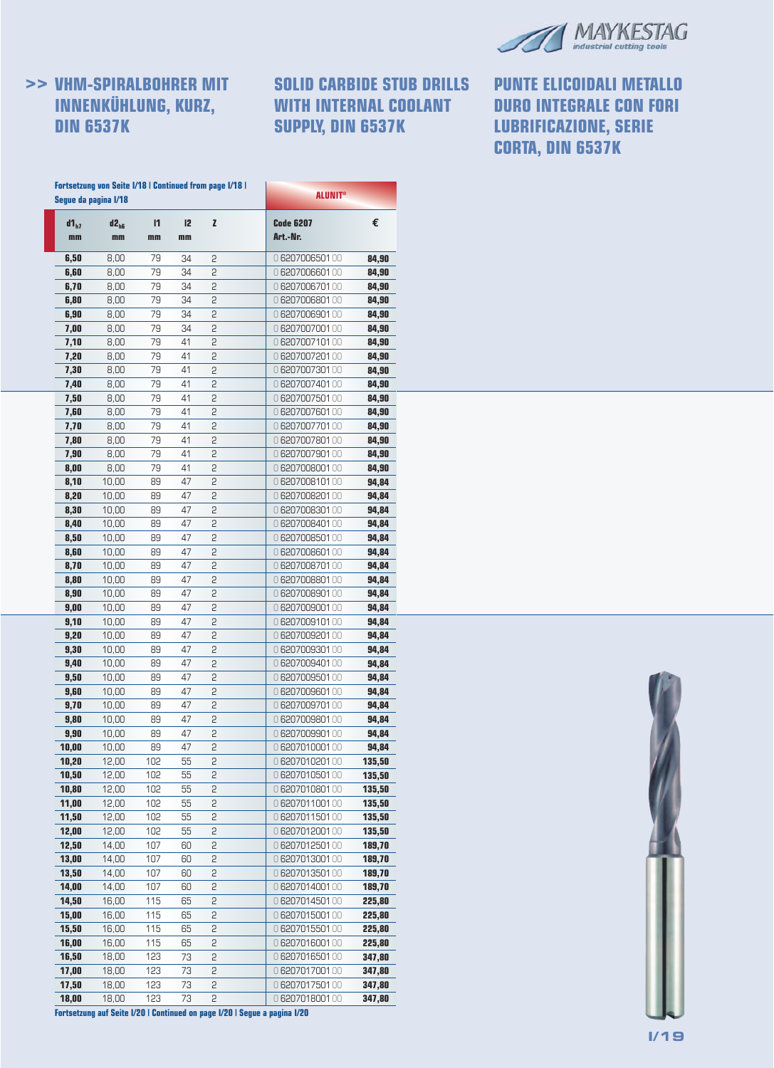## >> VHM-SPIRALBOHRER MIT INNENKÜHLUNG, KURZ, DIN 6537K

## SOLID CARBIDE STUB DRILLS WITH INTERNAL COOLANT SUPPLY, DIN 6537K

## PUNTE ELICOIDALI METALLO DURO INTEGRALE CON FORI LUBRIFICAZIONE, SERIE CORTA, DIN 6537K

**Fortsetzung von Seite I/18 | Continued from page I/18 | Segue da pagina I/18**

| $d1_{h7}$ mm | $d2_{h6}$ mm | l1 mm | l2 mm | Z | ALUNIT® Code 6207 Art.-Nr. | € |
|---|---|---|---|---|---|---|
| **6,50** | 8,00 | 79 | 34 | 2 | 0 6207006501 00 | **84,90** |
| **6,60** | 8,00 | 79 | 34 | 2 | 0 6207006601 00 | **84,90** |
| **6,70** | 8,00 | 79 | 34 | 2 | 0 6207006701 00 | **84,90** |
| **6,80** | 8,00 | 79 | 34 | 2 | 0 6207006801 00 | **84,90** |
| **6,90** | 8,00 | 79 | 34 | 2 | 0 6207006901 00 | **84,90** |
| **7,00** | 8,00 | 79 | 34 | 2 | 0 6207007001 00 | **84,90** |
| **7,10** | 8,00 | 79 | 41 | 2 | 0 6207007101 00 | **84,90** |
| **7,20** | 8,00 | 79 | 41 | 2 | 0 6207007201 00 | **84,90** |
| **7,30** | 8,00 | 79 | 41 | 2 | 0 6207007301 00 | **84,90** |
| **7,40** | 8,00 | 79 | 41 | 2 | 0 6207007401 00 | **84,90** |
| **7,50** | 8,00 | 79 | 41 | 2 | 0 6207007501 00 | **84,90** |
| **7,60** | 8,00 | 79 | 41 | 2 | 0 6207007601 00 | **84,90** |
| **7,70** | 8,00 | 79 | 41 | 2 | 0 6207007701 00 | **84,90** |
| **7,80** | 8,00 | 79 | 41 | 2 | 0 6207007801 00 | **84,90** |
| **7,90** | 8,00 | 79 | 41 | 2 | 0 6207007901 00 | **84,90** |
| **8,00** | 8,00 | 79 | 41 | 2 | 0 6207008001 00 | **84,90** |
| **8,10** | 10,00 | 89 | 47 | 2 | 0 6207008101 00 | **94,84** |
| **8,20** | 10,00 | 89 | 47 | 2 | 0 6207008201 00 | **94,84** |
| **8,30** | 10,00 | 89 | 47 | 2 | 0 6207008301 00 | **94,84** |
| **8,40** | 10,00 | 89 | 47 | 2 | 0 6207008401 00 | **94,84** |
| **8,50** | 10,00 | 89 | 47 | 2 | 0 6207008501 00 | **94,84** |
| **8,60** | 10,00 | 89 | 47 | 2 | 0 6207008601 00 | **94,84** |
| **8,70** | 10,00 | 89 | 47 | 2 | 0 6207008701 00 | **94,84** |
| **8,80** | 10,00 | 89 | 47 | 2 | 0 6207008801 00 | **94,84** |
| **8,90** | 10,00 | 89 | 47 | 2 | 0 6207008901 00 | **94,84** |
| **9,00** | 10,00 | 89 | 47 | 2 | 0 6207009001 00 | **94,84** |
| **9,10** | 10,00 | 89 | 47 | 2 | 0 6207009101 00 | **94,84** |
| **9,20** | 10,00 | 89 | 47 | 2 | 0 6207009201 00 | **94,84** |
| **9,30** | 10,00 | 89 | 47 | 2 | 0 6207009301 00 | **94,84** |
| **9,40** | 10,00 | 89 | 47 | 2 | 0 6207009401 00 | **94,84** |
| **9,50** | 10,00 | 89 | 47 | 2 | 0 6207009501 00 | **94,84** |
| **9,60** | 10,00 | 89 | 47 | 2 | 0 6207009601 00 | **94,84** |
| **9,70** | 10,00 | 89 | 47 | 2 | 0 6207009701 00 | **94,84** |
| **9,80** | 10,00 | 89 | 47 | 2 | 0 6207009801 00 | **94,84** |
| **9,90** | 10,00 | 89 | 47 | 2 | 0 6207009901 00 | **94,84** |
| **10,00** | 10,00 | 89 | 47 | 2 | 0 6207010001 00 | **94,84** |
| **10,20** | 12,00 | 102 | 55 | 2 | 0 6207010201 00 | **135,50** |
| **10,50** | 12,00 | 102 | 55 | 2 | 0 6207010501 00 | **135,50** |
| **10,80** | 12,00 | 102 | 55 | 2 | 0 6207010801 00 | **135,50** |
| **11,00** | 12,00 | 102 | 55 | 2 | 0 6207011001 00 | **135,50** |
| **11,50** | 12,00 | 102 | 55 | 2 | 0 6207011501 00 | **135,50** |
| **12,00** | 12,00 | 102 | 55 | 2 | 0 6207012001 00 | **135,50** |
| **12,50** | 14,00 | 107 | 60 | 2 | 0 6207012501 00 | **189,70** |
| **13,00** | 14,00 | 107 | 60 | 2 | 0 6207013001 00 | **189,70** |
| **13,50** | 14,00 | 107 | 60 | 2 | 0 6207013501 00 | **189,70** |
| **14,00** | 14,00 | 107 | 60 | 2 | 0 6207014001 00 | **189,70** |
| **14,50** | 16,00 | 115 | 65 | 2 | 0 6207014501 00 | **225,80** |
| **15,00** | 16,00 | 115 | 65 | 2 | 0 6207015001 00 | **225,80** |
| **15,50** | 16,00 | 115 | 65 | 2 | 0 6207015501 00 | **225,80** |
| **16,00** | 16,00 | 115 | 65 | 2 | 0 6207016001 00 | **225,80** |
| **16,50** | 18,00 | 123 | 73 | 2 | 0 6207016501 00 | **347,80** |
| **17,00** | 18,00 | 123 | 73 | 2 | 0 6207017001 00 | **347,80** |
| **17,50** | 18,00 | 123 | 73 | 2 | 0 6207017501 00 | **347,80** |
| **18,00** | 18,00 | 123 | 73 | 2 | 0 6207018001 00 | **347,80** |

**Fortsetzung auf Seite I/20 | Continued on page I/20 | Segue a pagina I/20**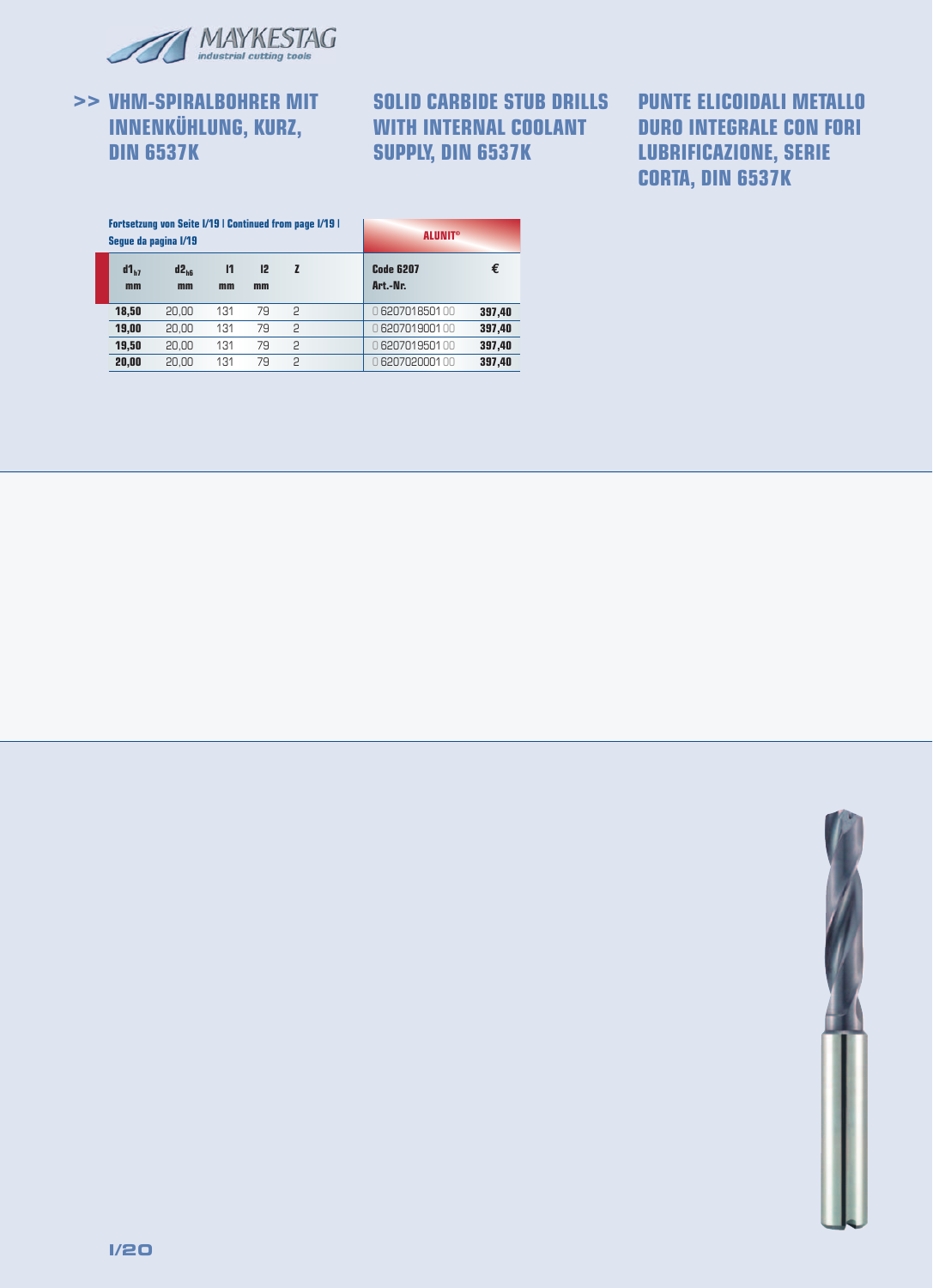## >> VHM-SPIRALBOHRER MIT INNENKÜHLUNG, KURZ, DIN 6537K

## SOLID CARBIDE STUB DRILLS WITH INTERNAL COOLANT SUPPLY, DIN 6537K

## PUNTE ELICOIDALI METALLO DURO INTEGRALE CON FORI LUBRIFICAZIONE, SERIE CORTA, DIN 6537K

**Fortsetzung von Seite I/19 | Continued from page I/19 | Segue da pagina I/19**

| | | | | | ALUNIT® | |
|---|---|---|---|---|---|---|
| $d1_{h7}$ mm | $d2_{h6}$ mm | l1 mm | l2 mm | Z | Code 6207 Art.-Nr. | € |
| **18,50** | 20,00 | 131 | 79 | 2 | 0 6207018501 00 | **397,40** |
| **19,00** | 20,00 | 131 | 79 | 2 | 0 6207019001 00 | **397,40** |
| **19,50** | 20,00 | 131 | 79 | 2 | 0 6207019501 00 | **397,40** |
| **20,00** | 20,00 | 131 | 79 | 2 | 0 6207020001 00 | **397,40** |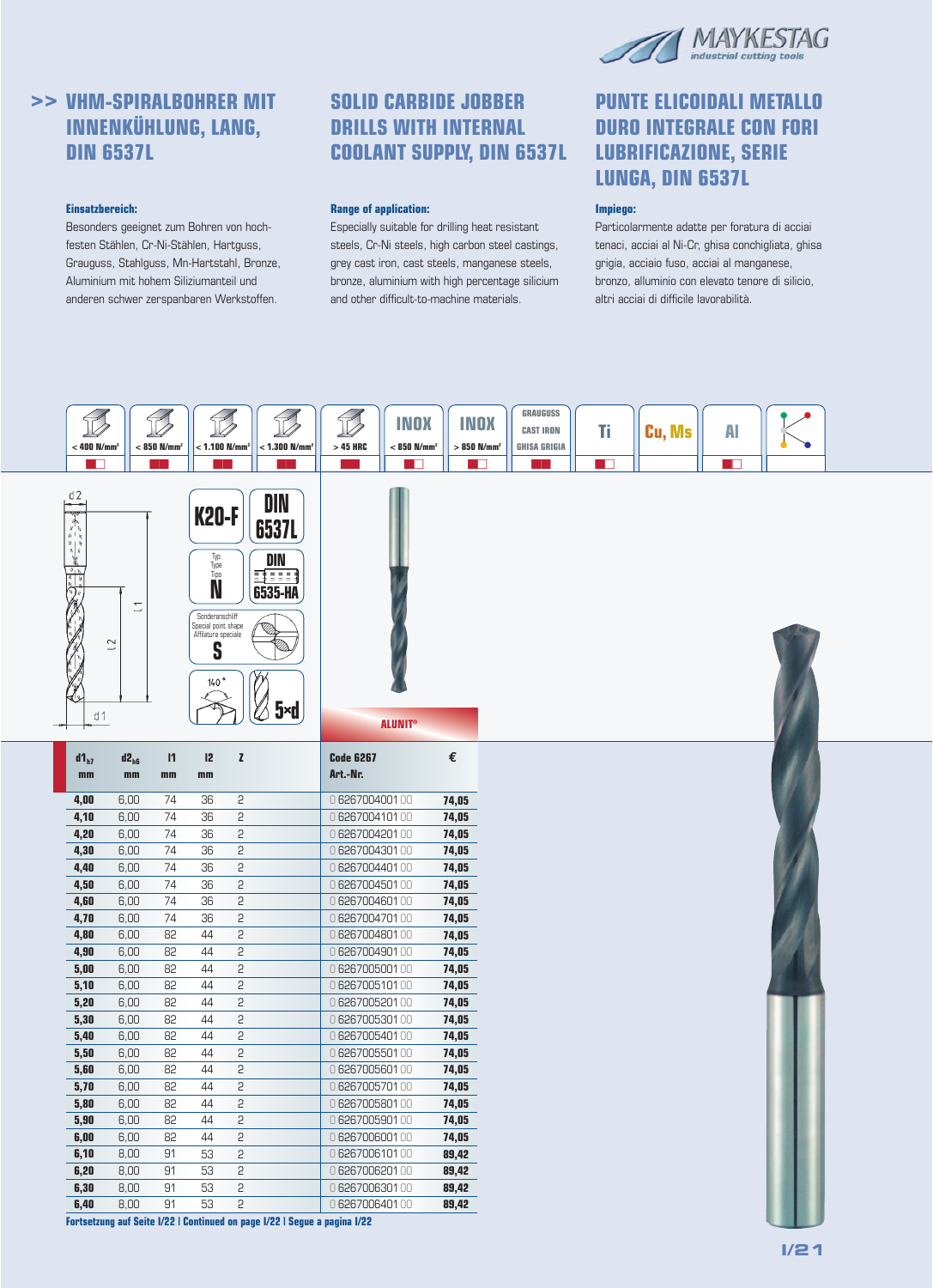## >> VHM-SPIRALBOHRER MIT INNENKÜHLUNG, LANG, DIN 6537L

## SOLID CARBIDE JOBBER DRILLS WITH INTERNAL COOLANT SUPPLY, DIN 6537L

## PUNTE ELICOIDALI METALLO DURO INTEGRALE CON FORI LUBRIFICAZIONE, SERIE LUNGA, DIN 6537L

**Einsatzbereich:**
Besonders geeignet zum Bohren von hochfesten Stählen, Cr-Ni-Stählen, Hartguss, Grauguss, Stahlguss, Mn-Hartstahl, Bronze, Aluminium mit hohem Siliziumanteil und anderen schwer zerspanbaren Werkstoffen.

**Range of application:**
Especially suitable for drilling heat resistant steels, Cr-Ni steels, high carbon steel castings, grey cast iron, cast steels, manganese steels, bronze, aluminium with high percentage silicium and other difficult-to-machine materials.

**Impiego:**
Particolarmente adatte per foratura di acciai tenaci, acciai al Ni-Cr, ghisa conchigliata, ghisa grigia, acciaio fuso, acciai al manganese, bronzo, alluminio con elevato tenore di silicio, altri acciai di difficile lavorabilità.

< 400 N/mm² | < 850 N/mm² | < 1.100 N/mm² | < 1.300 N/mm² | > 45 HRC | INOX < 850 N/mm² | INOX > 850 N/mm² | GRAUGUSS CAST IRON GHISA GRIGIA | Ti | Cu, Ms | Al

K20-F | DIN 6537L | Typ / Type / Tipo N | DIN 6535-HA | Sonderanschliff / Special point shape / Affilatura speciale S | 140° | 5×d

ALUNIT®

| $d1_{h7}$ mm | $d2_{h6}$ mm | l1 mm | l2 mm | Z | Code 6267 Art.-Nr. | € |
|---|---|---|---|---|---|---|
| 4,00 | 6,00 | 74 | 36 | 2 | 0 6267004001 00 | 74,05 |
| 4,10 | 6,00 | 74 | 36 | 2 | 0 6267004101 00 | 74,05 |
| 4,20 | 6,00 | 74 | 36 | 2 | 0 6267004201 00 | 74,05 |
| 4,30 | 6,00 | 74 | 36 | 2 | 0 6267004301 00 | 74,05 |
| 4,40 | 6,00 | 74 | 36 | 2 | 0 6267004401 00 | 74,05 |
| 4,50 | 6,00 | 74 | 36 | 2 | 0 6267004501 00 | 74,05 |
| 4,60 | 6,00 | 74 | 36 | 2 | 0 6267004601 00 | 74,05 |
| 4,70 | 6,00 | 74 | 36 | 2 | 0 6267004701 00 | 74,05 |
| 4,80 | 6,00 | 82 | 44 | 2 | 0 6267004801 00 | 74,05 |
| 4,90 | 6,00 | 82 | 44 | 2 | 0 6267004901 00 | 74,05 |
| 5,00 | 6,00 | 82 | 44 | 2 | 0 6267005001 00 | 74,05 |
| 5,10 | 6,00 | 82 | 44 | 2 | 0 6267005101 00 | 74,05 |
| 5,20 | 6,00 | 82 | 44 | 2 | 0 6267005201 00 | 74,05 |
| 5,30 | 6,00 | 82 | 44 | 2 | 0 6267005301 00 | 74,05 |
| 5,40 | 6,00 | 82 | 44 | 2 | 0 6267005401 00 | 74,05 |
| 5,50 | 6,00 | 82 | 44 | 2 | 0 6267005501 00 | 74,05 |
| 5,60 | 6,00 | 82 | 44 | 2 | 0 6267005601 00 | 74,05 |
| 5,70 | 6,00 | 82 | 44 | 2 | 0 6267005701 00 | 74,05 |
| 5,80 | 6,00 | 82 | 44 | 2 | 0 6267005801 00 | 74,05 |
| 5,90 | 6,00 | 82 | 44 | 2 | 0 6267005901 00 | 74,05 |
| 6,00 | 6,00 | 82 | 44 | 2 | 0 6267006001 00 | 74,05 |
| 6,10 | 8,00 | 91 | 53 | 2 | 0 6267006101 00 | 89,42 |
| 6,20 | 8,00 | 91 | 53 | 2 | 0 6267006201 00 | 89,42 |
| 6,30 | 8,00 | 91 | 53 | 2 | 0 6267006301 00 | 89,42 |
| 6,40 | 8,00 | 91 | 53 | 2 | 0 6267006401 00 | 89,42 |

**Fortsetzung auf Seite I/22 | Continued on page I/22 | Segue a pagina I/22**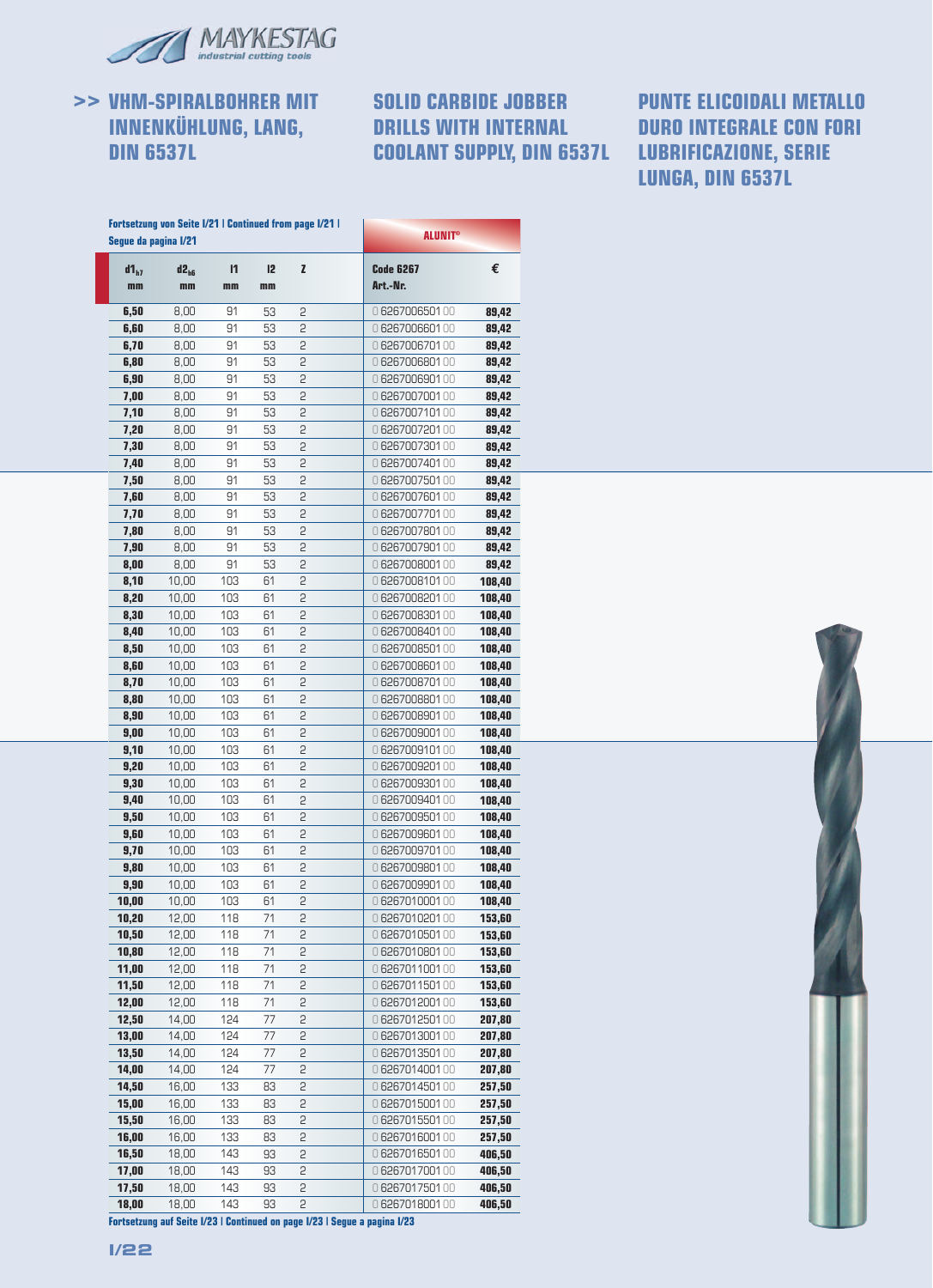# >> VHM-SPIRALBOHRER MIT INNENKÜHLUNG, LANG, DIN 6537L

# SOLID CARBIDE JOBBER DRILLS WITH INTERNAL COOLANT SUPPLY, DIN 6537L

# PUNTE ELICOIDALI METALLO DURO INTEGRALE CON FORI LUBRIFICAZIONE, SERIE LUNGA, DIN 6537L

**Fortsetzung von Seite I/21 | Continued from page I/21 | Segue da pagina I/21**

| $d1_{h7}$ mm | $d2_{h6}$ mm | l1 mm | l2 mm | Z | ALUNIT® Code 6267 Art.-Nr. | € |
|---|---|---|---|---|---|---|
| 6,50 | 8,00 | 91 | 53 | 2 | 0 6267006501 00 | 89,42 |
| 6,60 | 8,00 | 91 | 53 | 2 | 0 6267006601 00 | 89,42 |
| 6,70 | 8,00 | 91 | 53 | 2 | 0 6267006701 00 | 89,42 |
| 6,80 | 8,00 | 91 | 53 | 2 | 0 6267006801 00 | 89,42 |
| 6,90 | 8,00 | 91 | 53 | 2 | 0 6267006901 00 | 89,42 |
| 7,00 | 8,00 | 91 | 53 | 2 | 0 6267007001 00 | 89,42 |
| 7,10 | 8,00 | 91 | 53 | 2 | 0 6267007101 00 | 89,42 |
| 7,20 | 8,00 | 91 | 53 | 2 | 0 6267007201 00 | 89,42 |
| 7,30 | 8,00 | 91 | 53 | 2 | 0 6267007301 00 | 89,42 |
| 7,40 | 8,00 | 91 | 53 | 2 | 0 6267007401 00 | 89,42 |
| 7,50 | 8,00 | 91 | 53 | 2 | 0 6267007501 00 | 89,42 |
| 7,60 | 8,00 | 91 | 53 | 2 | 0 6267007601 00 | 89,42 |
| 7,70 | 8,00 | 91 | 53 | 2 | 0 6267007701 00 | 89,42 |
| 7,80 | 8,00 | 91 | 53 | 2 | 0 6267007801 00 | 89,42 |
| 7,90 | 8,00 | 91 | 53 | 2 | 0 6267007901 00 | 89,42 |
| 8,00 | 8,00 | 91 | 53 | 2 | 0 6267008001 00 | 89,42 |
| 8,10 | 10,00 | 103 | 61 | 2 | 0 6267008101 00 | 108,40 |
| 8,20 | 10,00 | 103 | 61 | 2 | 0 6267008201 00 | 108,40 |
| 8,30 | 10,00 | 103 | 61 | 2 | 0 6267008301 00 | 108,40 |
| 8,40 | 10,00 | 103 | 61 | 2 | 0 6267008401 00 | 108,40 |
| 8,50 | 10,00 | 103 | 61 | 2 | 0 6267008501 00 | 108,40 |
| 8,60 | 10,00 | 103 | 61 | 2 | 0 6267008601 00 | 108,40 |
| 8,70 | 10,00 | 103 | 61 | 2 | 0 6267008701 00 | 108,40 |
| 8,80 | 10,00 | 103 | 61 | 2 | 0 6267008801 00 | 108,40 |
| 8,90 | 10,00 | 103 | 61 | 2 | 0 6267008901 00 | 108,40 |
| 9,00 | 10,00 | 103 | 61 | 2 | 0 6267009001 00 | 108,40 |
| 9,10 | 10,00 | 103 | 61 | 2 | 0 6267009101 00 | 108,40 |
| 9,20 | 10,00 | 103 | 61 | 2 | 0 6267009201 00 | 108,40 |
| 9,30 | 10,00 | 103 | 61 | 2 | 0 6267009301 00 | 108,40 |
| 9,40 | 10,00 | 103 | 61 | 2 | 0 6267009401 00 | 108,40 |
| 9,50 | 10,00 | 103 | 61 | 2 | 0 6267009501 00 | 108,40 |
| 9,60 | 10,00 | 103 | 61 | 2 | 0 6267009601 00 | 108,40 |
| 9,70 | 10,00 | 103 | 61 | 2 | 0 6267009701 00 | 108,40 |
| 9,80 | 10,00 | 103 | 61 | 2 | 0 6267009801 00 | 108,40 |
| 9,90 | 10,00 | 103 | 61 | 2 | 0 6267009901 00 | 108,40 |
| 10,00 | 10,00 | 103 | 61 | 2 | 0 6267010001 00 | 108,40 |
| 10,20 | 12,00 | 118 | 71 | 2 | 0 6267010201 00 | 153,60 |
| 10,50 | 12,00 | 118 | 71 | 2 | 0 6267010501 00 | 153,60 |
| 10,80 | 12,00 | 118 | 71 | 2 | 0 6267010801 00 | 153,60 |
| 11,00 | 12,00 | 118 | 71 | 2 | 0 6267011001 00 | 153,60 |
| 11,50 | 12,00 | 118 | 71 | 2 | 0 6267011501 00 | 153,60 |
| 12,00 | 12,00 | 118 | 71 | 2 | 0 6267012001 00 | 153,60 |
| 12,50 | 14,00 | 124 | 77 | 2 | 0 6267012501 00 | 207,80 |
| 13,00 | 14,00 | 124 | 77 | 2 | 0 6267013001 00 | 207,80 |
| 13,50 | 14,00 | 124 | 77 | 2 | 0 6267013501 00 | 207,80 |
| 14,00 | 14,00 | 124 | 77 | 2 | 0 6267014001 00 | 207,80 |
| 14,50 | 16,00 | 133 | 83 | 2 | 0 6267014501 00 | 257,50 |
| 15,00 | 16,00 | 133 | 83 | 2 | 0 6267015001 00 | 257,50 |
| 15,50 | 16,00 | 133 | 83 | 2 | 0 6267015501 00 | 257,50 |
| 16,00 | 16,00 | 133 | 83 | 2 | 0 6267016001 00 | 257,50 |
| 16,50 | 18,00 | 143 | 93 | 2 | 0 6267016501 00 | 406,50 |
| 17,00 | 18,00 | 143 | 93 | 2 | 0 6267017001 00 | 406,50 |
| 17,50 | 18,00 | 143 | 93 | 2 | 0 6267017501 00 | 406,50 |
| 18,00 | 18,00 | 143 | 93 | 2 | 0 6267018001 00 | 406,50 |

**Fortsetzung auf Seite I/23 | Continued on page I/23 | Segue a pagina I/23**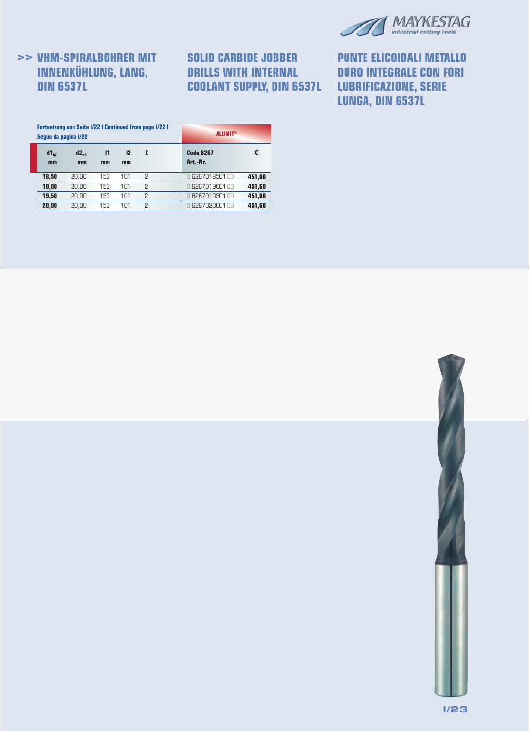## >> VHM-SPIRALBOHRER MIT INNENKÜHLUNG, LANG, DIN 6537L

## SOLID CARBIDE JOBBER DRILLS WITH INTERNAL COOLANT SUPPLY, DIN 6537L

## PUNTE ELICOIDALI METALLO DURO INTEGRALE CON FORI LUBRIFICAZIONE, SERIE LUNGA, DIN 6537L

**Fortsetzung von Seite I/22 | Continued from page I/22 | Segue da pagina I/22**

| $d1_{h7}$ mm | $d2_{h6}$ mm | l1 mm | l2 mm | Z | ALUNIT® Code 6267 Art.-Nr. | € |
|---|---|---|---|---|---|---|
| **18,50** | 20,00 | 153 | 101 | 2 | 0 6267018501 00 | **451,60** |
| **19,00** | 20,00 | 153 | 101 | 2 | 0 6267019001 00 | **451,60** |
| **19,50** | 20,00 | 153 | 101 | 2 | 0 6267019501 00 | **451,60** |
| **20,00** | 20,00 | 153 | 101 | 2 | 0 6267020001 00 | **451,60** |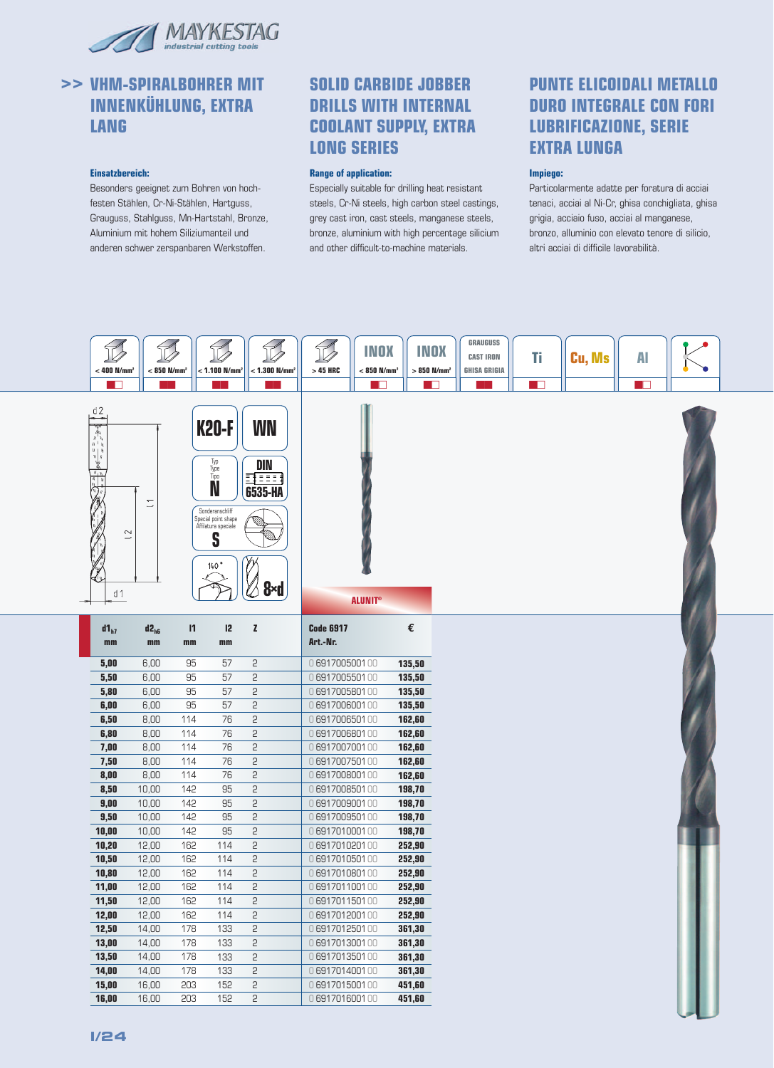## >> VHM-SPIRALBOHRER MIT INNENKÜHLUNG, EXTRA LANG

**Einsatzbereich:**

Besonders geeignet zum Bohren von hochfesten Stählen, Cr-Ni-Stählen, Hartguss, Grauguss, Stahlguss, Mn-Hartstahl, Bronze, Aluminium mit hohem Siliziumanteil und anderen schwer zerspanbaren Werkstoffen.

## SOLID CARBIDE JOBBER DRILLS WITH INTERNAL COOLANT SUPPLY, EXTRA LONG SERIES

**Range of application:**

Especially suitable for drilling heat resistant steels, Cr-Ni steels, high carbon steel castings, grey cast iron, cast steels, manganese steels, bronze, aluminium with high percentage silicium and other difficult-to-machine materials.

## PUNTE ELICOIDALI METALLO DURO INTEGRALE CON FORI LUBRIFICAZIONE, SERIE EXTRA LUNGA

**Impiego:**

Particolarmente adatte per foratura di acciai tenaci, acciai al Ni-Cr, ghisa conchigliata, ghisa grigia, acciaio fuso, acciai al manganese, bronzo, alluminio con elevato tenore di silicio, altri acciai di difficile lavorabilità.

< 400 N/mm² | < 850 N/mm² | < 1.100 N/mm² | < 1.300 N/mm² | > 45 HRC | INOX < 850 N/mm² | INOX > 850 N/mm² | GRAUGUSS CAST IRON GHISA GRIGIA | Ti | Cu, Ms | Al

K20-F | WN | Typ / Type / Tipo N | DIN 6535-HA | Sonderanschliff / Special point shape / Affilatura speciale S | 140° | 8×d

ALUNIT®

| $d1_{h7}$ mm | $d2_{h6}$ mm | l1 mm | l2 mm | z | Code 6917 Art.-Nr. | € |
|---|---|---|---|---|---|---|
| 5,00 | 6,00 | 95 | 57 | 2 | 0 6917005001 00 | 135,50 |
| 5,50 | 6,00 | 95 | 57 | 2 | 0 6917005501 00 | 135,50 |
| 5,80 | 6,00 | 95 | 57 | 2 | 0 6917005801 00 | 135,50 |
| 6,00 | 6,00 | 95 | 57 | 2 | 0 6917006001 00 | 135,50 |
| 6,50 | 8,00 | 114 | 76 | 2 | 0 6917006501 00 | 162,60 |
| 6,80 | 8,00 | 114 | 76 | 2 | 0 6917006801 00 | 162,60 |
| 7,00 | 8,00 | 114 | 76 | 2 | 0 6917007001 00 | 162,60 |
| 7,50 | 8,00 | 114 | 76 | 2 | 0 6917007501 00 | 162,60 |
| 8,00 | 8,00 | 114 | 76 | 2 | 0 6917008001 00 | 162,60 |
| 8,50 | 10,00 | 142 | 95 | 2 | 0 6917008501 00 | 198,70 |
| 9,00 | 10,00 | 142 | 95 | 2 | 0 6917009001 00 | 198,70 |
| 9,50 | 10,00 | 142 | 95 | 2 | 0 6917009501 00 | 198,70 |
| 10,00 | 10,00 | 142 | 95 | 2 | 0 6917010001 00 | 198,70 |
| 10,20 | 12,00 | 162 | 114 | 2 | 0 6917010201 00 | 252,90 |
| 10,50 | 12,00 | 162 | 114 | 2 | 0 6917010501 00 | 252,90 |
| 10,80 | 12,00 | 162 | 114 | 2 | 0 6917010801 00 | 252,90 |
| 11,00 | 12,00 | 162 | 114 | 2 | 0 6917011001 00 | 252,90 |
| 11,50 | 12,00 | 162 | 114 | 2 | 0 6917011501 00 | 252,90 |
| 12,00 | 12,00 | 162 | 114 | 2 | 0 6917012001 00 | 252,90 |
| 12,50 | 14,00 | 178 | 133 | 2 | 0 6917012501 00 | 361,30 |
| 13,00 | 14,00 | 178 | 133 | 2 | 0 6917013001 00 | 361,30 |
| 13,50 | 14,00 | 178 | 133 | 2 | 0 6917013501 00 | 361,30 |
| 14,00 | 14,00 | 178 | 133 | 2 | 0 6917014001 00 | 361,30 |
| 15,00 | 16,00 | 203 | 152 | 2 | 0 6917015001 00 | 451,60 |
| 16,00 | 16,00 | 203 | 152 | 2 | 0 6917016001 00 | 451,60 |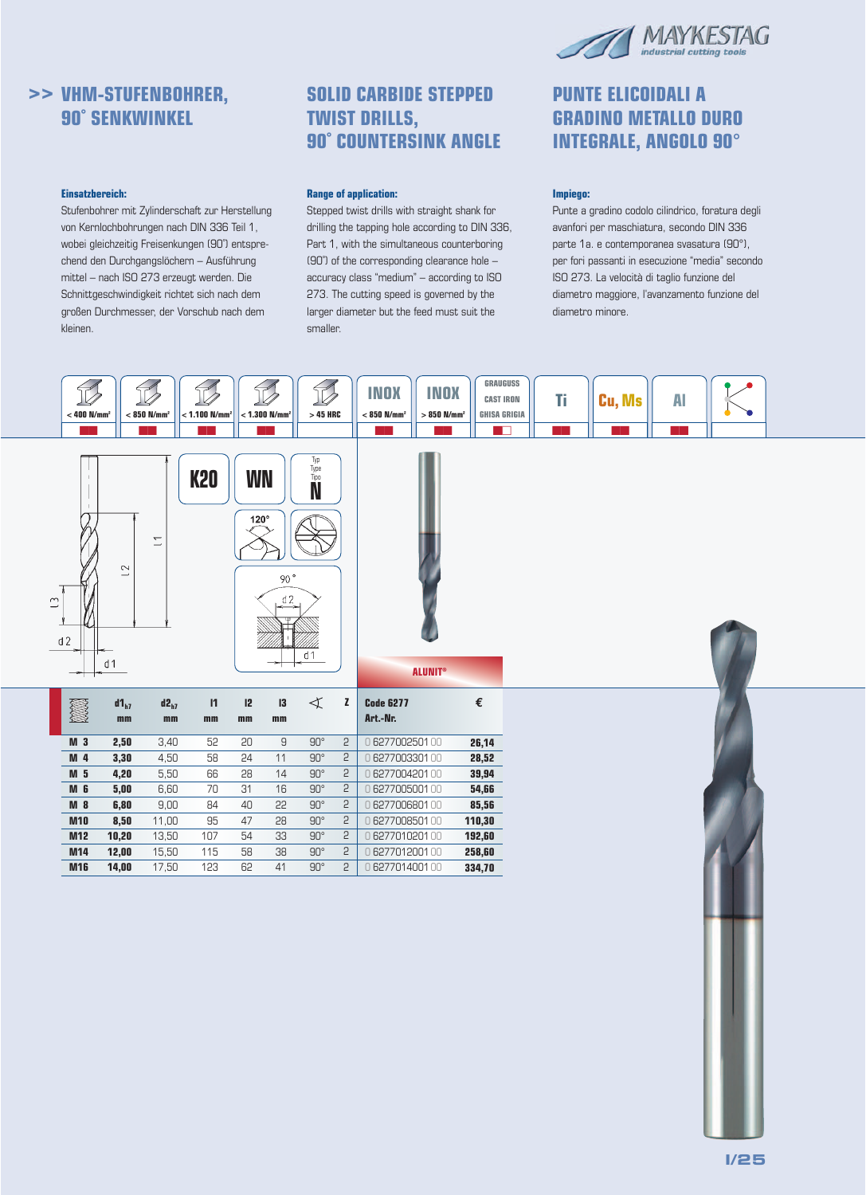# >> VHM-STUFENBOHRER, 90° SENKWINKEL

**Einsatzbereich:**
Stufenbohrer mit Zylinderschaft zur Herstellung von Kernlochbohrungen nach DIN 336 Teil 1, wobei gleichzeitig Freisenkungen (90°) entsprechend den Durchgangslöchern – Ausführung mittel – nach ISO 273 erzeugt werden. Die Schnittgeschwindigkeit richtet sich nach dem großen Durchmesser, der Vorschub nach dem kleinen.

# SOLID CARBIDE STEPPED TWIST DRILLS, 90° COUNTERSINK ANGLE

**Range of application:**
Stepped twist drills with straight shank for drilling the tapping hole according to DIN 336, Part 1, with the simultaneous counterboring (90°) of the corresponding clearance hole – accuracy class "medium" – according to ISO 273. The cutting speed is governed by the larger diameter but the feed must suit the smaller.

# PUNTE ELICOIDALI A GRADINO METALLO DURO INTEGRALE, ANGOLO 90°

**Impiego:**
Punte a gradino codolo cilindrico, foratura degli avanfori per maschiatura, secondo DIN 336 parte 1a. e contemporanea svasatura (90°), per fori passanti in esecuzione "media" secondo ISO 273. La velocità di taglio funzione del diametro maggiore, l'avanzamento funzione del diametro minore.

| < 400 N/mm² | < 850 N/mm² | < 1.100 N/mm² | < 1.300 N/mm² | > 45 HRC | INOX < 850 N/mm² | INOX > 850 N/mm² | GRAUGUSS / CAST IRON / GHISA GRIGIA | Ti | Cu, Ms | Al |
|---|---|---|---|---|---|---|---|---|---|---|

K20 | WN | Typ / Type / Tipo N | 120° | 90°

ALUNIT®

| | $d1_{h7}$ mm | $d2_{h7}$ mm | l1 mm | l2 mm | l3 mm | ∢ | Z | Code 6277 Art.-Nr. | € |
|---|---|---|---|---|---|---|---|---|---|
| M 3 | 2,50 | 3,40 | 52 | 20 | 9 | 90° | 2 | 0 6277002501 00 | 26,14 |
| M 4 | 3,30 | 4,50 | 58 | 24 | 11 | 90° | 2 | 0 6277003301 00 | 28,52 |
| M 5 | 4,20 | 5,50 | 66 | 28 | 14 | 90° | 2 | 0 6277004201 00 | 39,94 |
| M 6 | 5,00 | 6,60 | 70 | 31 | 16 | 90° | 2 | 0 6277005001 00 | 54,66 |
| M 8 | 6,80 | 9,00 | 84 | 40 | 22 | 90° | 2 | 0 6277006801 00 | 85,56 |
| M10 | 8,50 | 11,00 | 95 | 47 | 28 | 90° | 2 | 0 6277008501 00 | 110,30 |
| M12 | 10,20 | 13,50 | 107 | 54 | 33 | 90° | 2 | 0 6277010201 00 | 192,60 |
| M14 | 12,00 | 15,50 | 115 | 58 | 38 | 90° | 2 | 0 6277012001 00 | 258,60 |
| M16 | 14,00 | 17,50 | 123 | 62 | 41 | 90° | 2 | 0 6277014001 00 | 334,70 |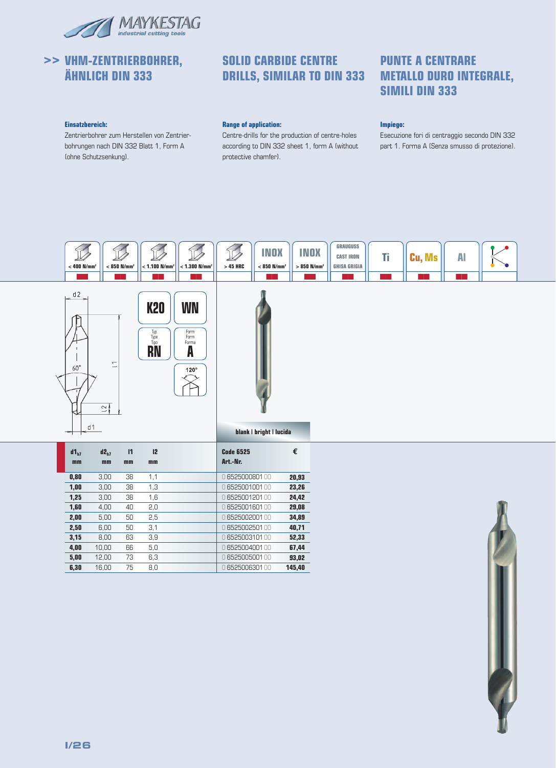# VHM-ZENTRIERBOHRER, ÄHNLICH DIN 333

# SOLID CARBIDE CENTRE DRILLS, SIMILAR TO DIN 333

# PUNTE A CENTRARE METALLO DURO INTEGRALE, SIMILI DIN 333

**Einsatzbereich:**
Zentrierbohrer zum Herstellen von Zentrierbohrungen nach DIN 332 Blatt 1, Form A (ohne Schutzsenkung).

**Range of application:**
Centre-drills for the production of centre-holes according to DIN 332 sheet 1, form A (without protective chamfer).

**Impiego:**
Esecuzione fori di centraggio secondo DIN 332 part 1. Forma A (Senza smusso di protezione).

| < 400 N/mm² | < 850 N/mm² | < 1.100 N/mm² | < 1.300 N/mm² | > 45 HRC | INOX < 850 N/mm² | INOX > 850 N/mm² | GRAUGUSS CAST IRON GHISA GRIGIA | Ti | Cu, Ms | Al |
|---|---|---|---|---|---|---|---|---|---|---|

K20 | WN | Typ / Type / Tipo RN | Form / Form / Forma A | 120°

blank | bright | lucida

| $d1_{h7}$ mm | $d2_{h7}$ mm | l1 mm | l2 mm | Code 6525 Art.-Nr. | € |
|---|---|---|---|---|---|
| **0,80** | 3,00 | 38 | 1,1 | 0 6525000801 00 | **20,93** |
| **1,00** | 3,00 | 38 | 1,3 | 0 6525001001 00 | **23,26** |
| **1,25** | 3,00 | 38 | 1,6 | 0 6525001201 00 | **24,42** |
| **1,60** | 4,00 | 40 | 2,0 | 0 6525001601 00 | **29,08** |
| **2,00** | 5,00 | 50 | 2,5 | 0 6525002001 00 | **34,89** |
| **2,50** | 6,00 | 50 | 3,1 | 0 6525002501 00 | **40,71** |
| **3,15** | 8,00 | 63 | 3,9 | 0 6525003101 00 | **52,33** |
| **4,00** | 10,00 | 66 | 5,0 | 0 6525004001 00 | **67,44** |
| **5,00** | 12,00 | 73 | 6,3 | 0 6525005001 00 | **93,02** |
| **6,30** | 16,00 | 75 | 8,0 | 0 6525006301 00 | **145,40** |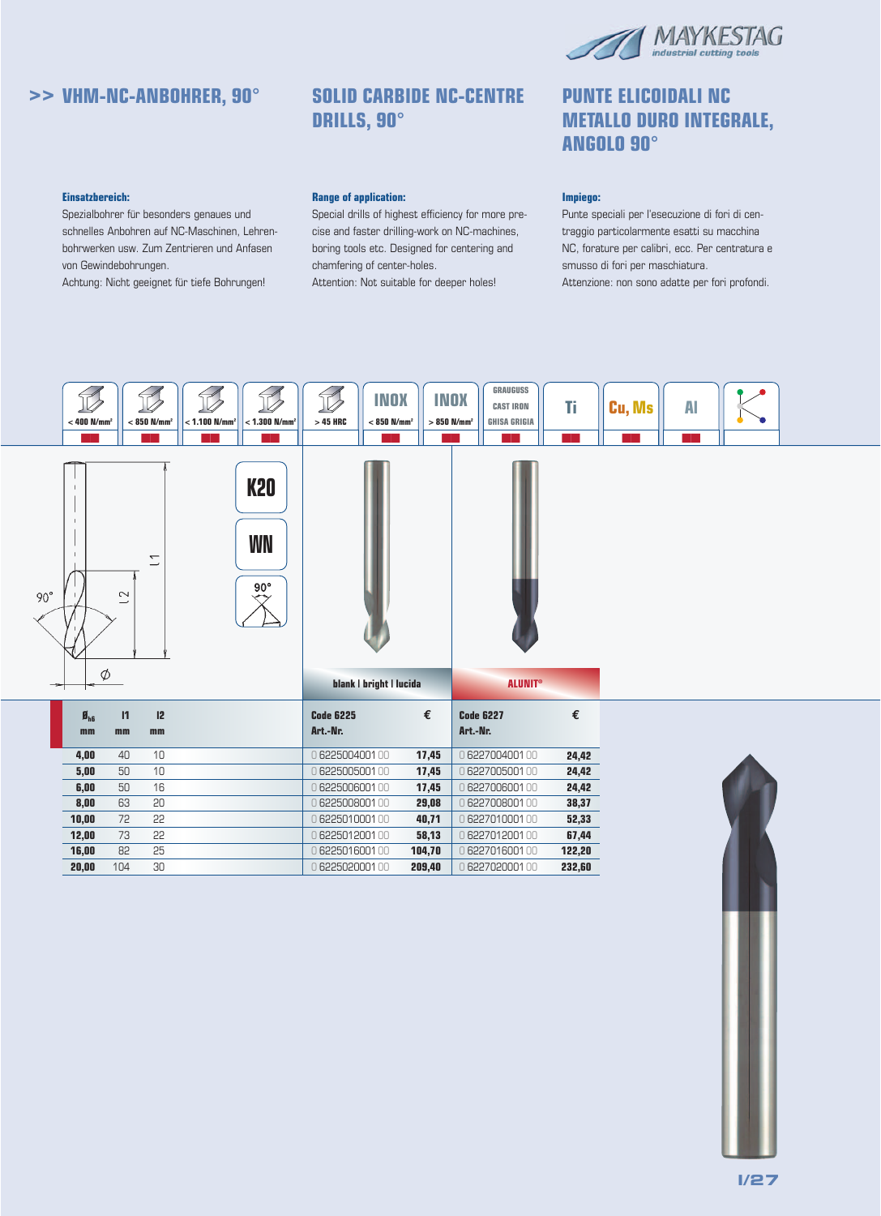## >> VHM-NC-ANBOHRER, 90°

## SOLID CARBIDE NC-CENTRE DRILLS, 90°

## PUNTE ELICOIDALI NC METALLO DURO INTEGRALE, ANGOLO 90°

**Einsatzbereich:**

Spezialbohrer für besonders genaues und schnelles Anbohren auf NC-Maschinen, Lehrenbohrwerken usw. Zum Zentrieren und Anfasen von Gewindebohrungen.
Achtung: Nicht geeignet für tiefe Bohrungen!

**Range of application:**

Special drills of highest efficiency for more precise and faster drilling-work on NC-machines, boring tools etc. Designed for centering and chamfering of center-holes.
Attention: Not suitable for deeper holes!

**Impiego:**

Punte speciali per l'esecuzione di fori di centraggio particolarmente esatti su macchina NC, forature per calibri, ecc. Per centratura e smusso di fori per maschiatura.
Attenzione: non sono adatte per fori profondi.

| < 400 N/mm² | < 850 N/mm² | < 1.100 N/mm² | < 1.300 N/mm² | > 45 HRC | INOX < 850 N/mm² | INOX > 850 N/mm² | GRAUGUSS CAST IRON GHISA GRIGIA | Ti | Cu, Ms | Al | |
|---|---|---|---|---|---|---|---|---|---|---|---|
| ■■ | ■■ | ■■ | ■■ | | ■■ | ■■ | ■■ | ■■ | ■■ | ■■ | |

K20 · WN · 90°

| Ø h6 mm | l1 mm | l2 mm | blank \| bright \| lucida Code 6225 Art.-Nr. | € | ALUNIT® Code 6227 Art.-Nr. | € |
|---|---|---|---|---|---|---|
| 4,00 | 40 | 10 | 0 6225004001 00 | 17,45 | 0 6227004001 00 | 24,42 |
| 5,00 | 50 | 10 | 0 6225005001 00 | 17,45 | 0 6227005001 00 | 24,42 |
| 6,00 | 50 | 16 | 0 6225006001 00 | 17,45 | 0 6227006001 00 | 24,42 |
| 8,00 | 63 | 20 | 0 6225008001 00 | 29,08 | 0 6227008001 00 | 38,37 |
| 10,00 | 72 | 22 | 0 6225010001 00 | 40,71 | 0 6227010001 00 | 52,33 |
| 12,00 | 73 | 22 | 0 6225012001 00 | 58,13 | 0 6227012001 00 | 67,44 |
| 16,00 | 82 | 25 | 0 6225016001 00 | 104,70 | 0 6227016001 00 | 122,20 |
| 20,00 | 104 | 30 | 0 6225020001 00 | 209,40 | 0 6227020001 00 | 232,60 |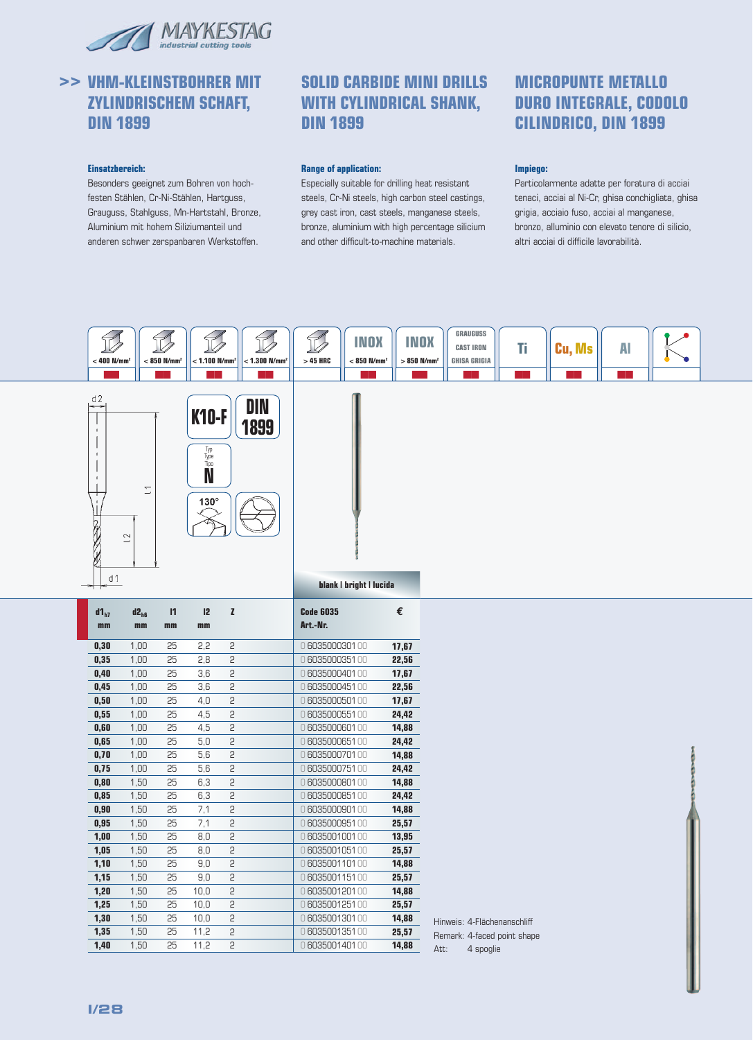MAYKESTAG
industrial cutting tools

# >> VHM-KLEINSTBOHRER MIT ZYLINDRISCHEM SCHAFT, DIN 1899

# SOLID CARBIDE MINI DRILLS WITH CYLINDRICAL SHANK, DIN 1899

# MICROPUNTE METALLO DURO INTEGRALE, CODOLO CILINDRICO, DIN 1899

**Einsatzbereich:**

Besonders geeignet zum Bohren von hochfesten Stählen, Cr-Ni-Stählen, Hartguss, Grauguss, Stahlguss, Mn-Hartstahl, Bronze, Aluminium mit hohem Siliziumanteil und anderen schwer zerspanbaren Werkstoffen.

**Range of application:**

Especially suitable for drilling heat resistant steels, Cr-Ni steels, high carbon steel castings, grey cast iron, cast steels, manganese steels, bronze, aluminium with high percentage silicium and other difficult-to-machine materials.

**Impiego:**

Particolarmente adatte per foratura di acciai tenaci, acciai al Ni-Cr, ghisa conchigliata, ghisa grigia, acciaio fuso, acciai al manganese, bronzo, alluminio con elevato tenore di silicio, altri acciai di difficile lavorabilità.

< 400 N/mm² | < 850 N/mm² | < 1.100 N/mm² | < 1.300 N/mm² | > 45 HRC | INOX < 850 N/mm² | INOX > 850 N/mm² | GRAUGUSS CAST IRON GHISA GRIGIA | Ti | Cu, Ms | Al

K10-F | DIN 1899 | Typ Type Tipo N | 130°

d 2, l1, l2, d 1

blank | bright | lucida

| $d1_{h7}$ mm | $d2_{h6}$ mm | l1 mm | l2 mm | Z | Code 6035 Art.-Nr. | € |
|---|---|---|---|---|---|---|
| **0,30** | 1,00 | 25 | 2,2 | 2 | 0 6035000301 00 | **17,67** |
| **0,35** | 1,00 | 25 | 2,8 | 2 | 0 6035000351 00 | **22,56** |
| **0,40** | 1,00 | 25 | 3,6 | 2 | 0 6035000401 00 | **17,67** |
| **0,45** | 1,00 | 25 | 3,6 | 2 | 0 6035000451 00 | **22,56** |
| **0,50** | 1,00 | 25 | 4,0 | 2 | 0 6035000501 00 | **17,67** |
| **0,55** | 1,00 | 25 | 4,5 | 2 | 0 6035000551 00 | **24,42** |
| **0,60** | 1,00 | 25 | 4,5 | 2 | 0 6035000601 00 | **14,88** |
| **0,65** | 1,00 | 25 | 5,0 | 2 | 0 6035000651 00 | **24,42** |
| **0,70** | 1,00 | 25 | 5,6 | 2 | 0 6035000701 00 | **14,88** |
| **0,75** | 1,00 | 25 | 5,6 | 2 | 0 6035000751 00 | **24,42** |
| **0,80** | 1,50 | 25 | 6,3 | 2 | 0 6035000801 00 | **14,88** |
| **0,85** | 1,50 | 25 | 6,3 | 2 | 0 6035000851 00 | **24,42** |
| **0,90** | 1,50 | 25 | 7,1 | 2 | 0 6035000901 00 | **14,88** |
| **0,95** | 1,50 | 25 | 7,1 | 2 | 0 6035000951 00 | **25,57** |
| **1,00** | 1,50 | 25 | 8,0 | 2 | 0 6035001001 00 | **13,95** |
| **1,05** | 1,50 | 25 | 8,0 | 2 | 0 6035001051 00 | **25,57** |
| **1,10** | 1,50 | 25 | 9,0 | 2 | 0 6035001101 00 | **14,88** |
| **1,15** | 1,50 | 25 | 9,0 | 2 | 0 6035001151 00 | **25,57** |
| **1,20** | 1,50 | 25 | 10,0 | 2 | 0 6035001201 00 | **14,88** |
| **1,25** | 1,50 | 25 | 10,0 | 2 | 0 6035001251 00 | **25,57** |
| **1,30** | 1,50 | 25 | 10,0 | 2 | 0 6035001301 00 | **14,88** |
| **1,35** | 1,50 | 25 | 11,2 | 2 | 0 6035001351 00 | **25,57** |
| **1,40** | 1,50 | 25 | 11,2 | 2 | 0 6035001401 00 | **14,88** |

Hinweis: 4-Flächenanschliff
Remark: 4-faced point shape
Att: 4 spoglie